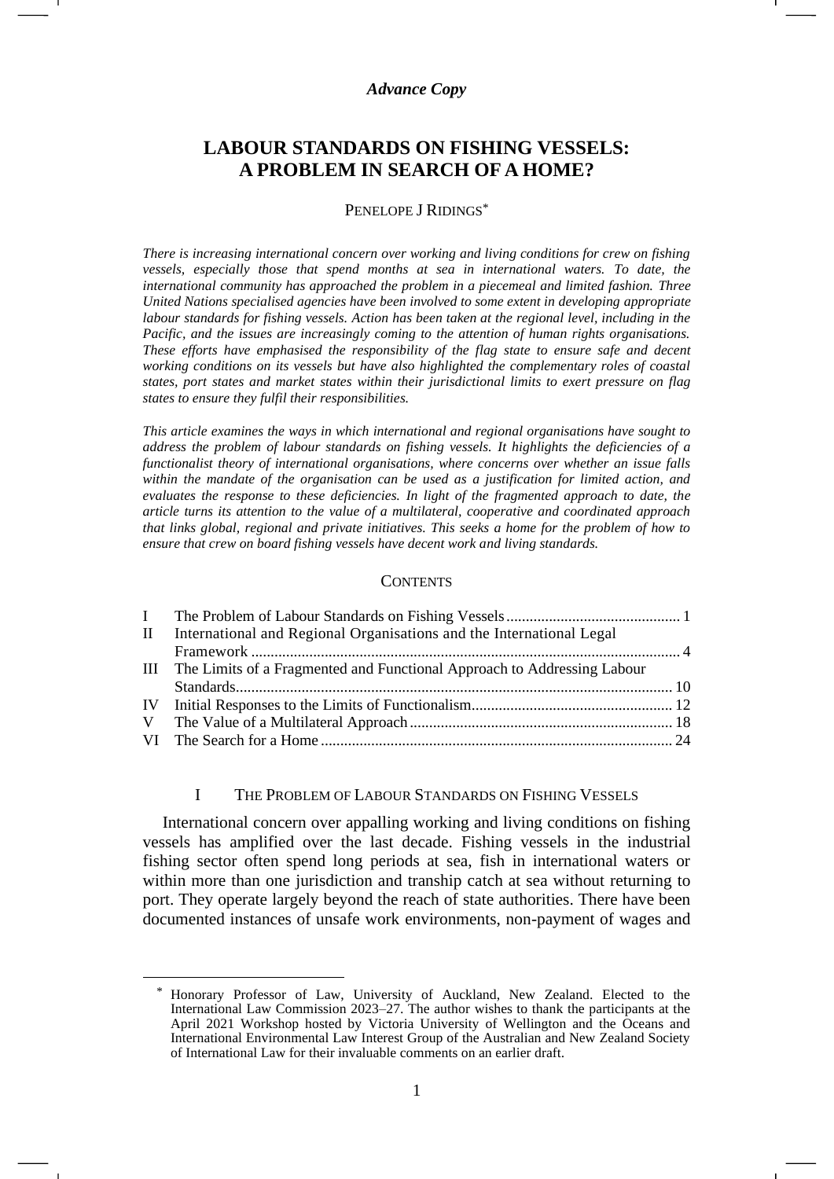*Advance Copy*

# LABOUR STANDARDS ON FISHING VESSELS: A PROBLEM IN SEARCH OF A HOME?

PENELOPE J RIDINGS*

*There is increasing international concern over working and living conditions for crew on fishing vessels, especially those that spend months at sea in international waters. To date, the international community has approached the problem in a piecemeal and limited fashion. Three United Nations specialised agencies have been involved to some extent in developing appropriate labour standards for fishing vessels. Action has been taken at the regional level, including in the Pacific, and the issues are increasingly coming to the attention of human rights organisations. These efforts have emphasised the responsibility of the flag state to ensure safe and decent working conditions on its vessels but have also highlighted the complementary roles of coastal states, port states and market states within their jurisdictional limits to exert pressure on flag states to ensure they fulfil their responsibilities.*

*This article examines the ways in which international and regional organisations have sought to address the problem of labour standards on fishing vessels. It highlights the deficiencies of a functionalist theory of international organisations, where concerns over whether an issue falls within the mandate of the organisation can be used as a justification for limited action, and evaluates the response to these deficiencies. In light of the fragmented approach to date, the article turns its attention to the value of a multilateral, cooperative and coordinated approach that links global, regional and private initiatives. This seeks a home for the problem of how to ensure that crew on board fishing vessels have decent work and living standards.*

CONTENTS

| | | |
|---|---|---|
| I | The Problem of Labour Standards on Fishing Vessels | 1 |
| II | International and Regional Organisations and the International Legal Framework | 4 |
| III | The Limits of a Fragmented and Functional Approach to Addressing Labour Standards | 10 |
| IV | Initial Responses to the Limits of Functionalism | 12 |
| V | The Value of a Multilateral Approach | 18 |
| VI | The Search for a Home | 24 |

## I THE PROBLEM OF LABOUR STANDARDS ON FISHING VESSELS

International concern over appalling working and living conditions on fishing vessels has amplified over the last decade. Fishing vessels in the industrial fishing sector often spend long periods at sea, fish in international waters or within more than one jurisdiction and tranship catch at sea without returning to port. They operate largely beyond the reach of state authorities. There have been documented instances of unsafe work environments, non-payment of wages and

---

* Honorary Professor of Law, University of Auckland, New Zealand. Elected to the International Law Commission 2023–27. The author wishes to thank the participants at the April 2021 Workshop hosted by Victoria University of Wellington and the Oceans and International Environmental Law Interest Group of the Australian and New Zealand Society of International Law for their invaluable comments on an earlier draft.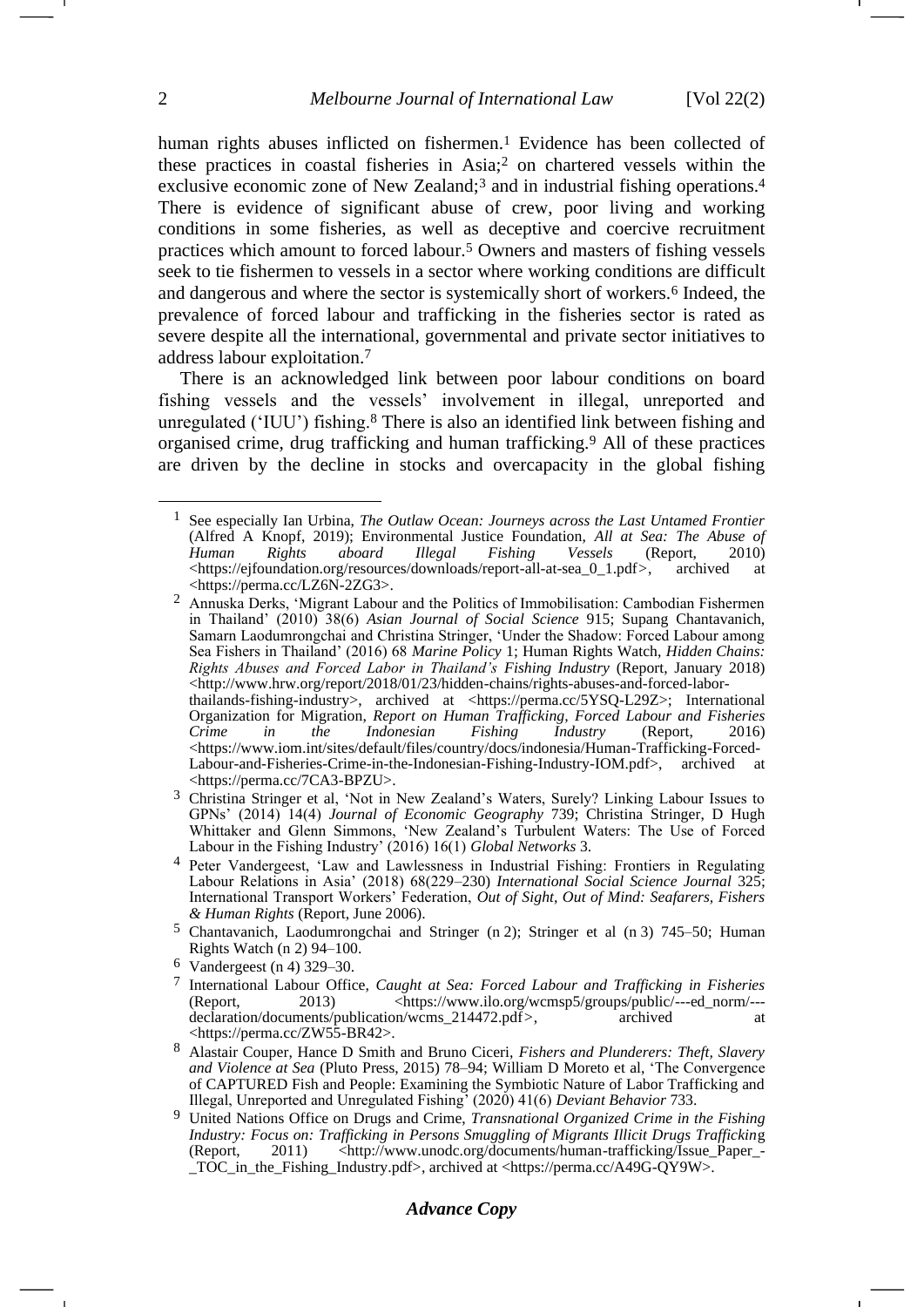human rights abuses inflicted on fishermen.[1] Evidence has been collected of these practices in coastal fisheries in Asia;[2] on chartered vessels within the exclusive economic zone of New Zealand;[3] and in industrial fishing operations.[4] There is evidence of significant abuse of crew, poor living and working conditions in some fisheries, as well as deceptive and coercive recruitment practices which amount to forced labour.[5] Owners and masters of fishing vessels seek to tie fishermen to vessels in a sector where working conditions are difficult and dangerous and where the sector is systemically short of workers.[6] Indeed, the prevalence of forced labour and trafficking in the fisheries sector is rated as severe despite all the international, governmental and private sector initiatives to address labour exploitation.[7]

There is an acknowledged link between poor labour conditions on board fishing vessels and the vessels' involvement in illegal, unreported and unregulated ('IUU') fishing.[8] There is also an identified link between fishing and organised crime, drug trafficking and human trafficking.[9] All of these practices are driven by the decline in stocks and overcapacity in the global fishing

---

[1] See especially Ian Urbina, *The Outlaw Ocean: Journeys across the Last Untamed Frontier* (Alfred A Knopf, 2019); Environmental Justice Foundation, *All at Sea: The Abuse of Human Rights aboard Illegal Fishing Vessels* (Report, 2010) <https://ejfoundation.org/resources/downloads/report-all-at-sea_0_1.pdf>, archived at <https://perma.cc/LZ6N-2ZG3>.

[2] Annuska Derks, 'Migrant Labour and the Politics of Immobilisation: Cambodian Fishermen in Thailand' (2010) 38(6) *Asian Journal of Social Science* 915; Supang Chantavanich, Samarn Laodumrongchai and Christina Stringer, 'Under the Shadow: Forced Labour among Sea Fishers in Thailand' (2016) 68 *Marine Policy* 1; Human Rights Watch, *Hidden Chains: Rights Abuses and Forced Labor in Thailand's Fishing Industry* (Report, January 2018) <http://www.hrw.org/report/2018/01/23/hidden-chains/rights-abuses-and-forced-labor-thailands-fishing-industry>, archived at <https://perma.cc/5YSQ-L29Z>; International Organization for Migration, *Report on Human Trafficking, Forced Labour and Fisheries Crime in the Indonesian Fishing Industry* (Report, 2016) <https://www.iom.int/sites/default/files/country/docs/indonesia/Human-Trafficking-Forced-Labour-and-Fisheries-Crime-in-the-Indonesian-Fishing-Industry-IOM.pdf>, archived at <https://perma.cc/7CA3-BPZU>.

[3] Christina Stringer et al, 'Not in New Zealand's Waters, Surely? Linking Labour Issues to GPNs' (2014) 14(4) *Journal of Economic Geography* 739; Christina Stringer, D Hugh Whittaker and Glenn Simmons, 'New Zealand's Turbulent Waters: The Use of Forced Labour in the Fishing Industry' (2016) 16(1) *Global Networks* 3.

[4] Peter Vandergeest, 'Law and Lawlessness in Industrial Fishing: Frontiers in Regulating Labour Relations in Asia' (2018) 68(229–230) *International Social Science Journal* 325; International Transport Workers' Federation, *Out of Sight, Out of Mind: Seafarers, Fishers & Human Rights* (Report, June 2006).

[5] Chantavanich, Laodumrongchai and Stringer (n 2); Stringer et al (n 3) 745–50; Human Rights Watch (n 2) 94–100.

[6] Vandergeest (n 4) 329–30.

[7] International Labour Office, *Caught at Sea: Forced Labour and Trafficking in Fisheries* (Report, 2013) <https://www.ilo.org/wcmsp5/groups/public/---ed_norm/---declaration/documents/publication/wcms_214472.pdf>, archived at <https://perma.cc/ZW55-BR42>.

[8] Alastair Couper, Hance D Smith and Bruno Ciceri, *Fishers and Plunderers: Theft, Slavery and Violence at Sea* (Pluto Press, 2015) 78–94; William D Moreto et al, 'The Convergence of CAPTURED Fish and People: Examining the Symbiotic Nature of Labor Trafficking and Illegal, Unreported and Unregulated Fishing' (2020) 41(6) *Deviant Behavior* 733.

[9] United Nations Office on Drugs and Crime, *Transnational Organized Crime in the Fishing Industry: Focus on: Trafficking in Persons Smuggling of Migrants Illicit Drugs Trafficking* (Report, 2011) <http://www.unodc.org/documents/human-trafficking/Issue_Paper_-_TOC_in_the_Fishing_Industry.pdf>, archived at <https://perma.cc/A49G-QY9W>.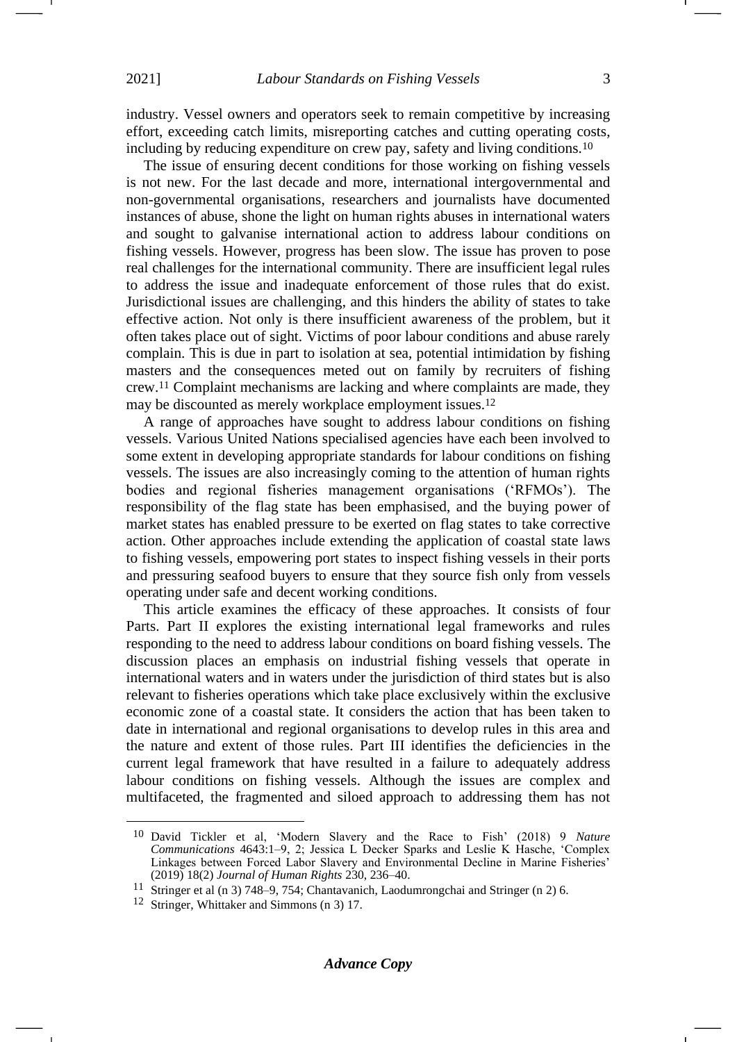industry. Vessel owners and operators seek to remain competitive by increasing effort, exceeding catch limits, misreporting catches and cutting operating costs, including by reducing expenditure on crew pay, safety and living conditions.[10]

The issue of ensuring decent conditions for those working on fishing vessels is not new. For the last decade and more, international intergovernmental and non-governmental organisations, researchers and journalists have documented instances of abuse, shone the light on human rights abuses in international waters and sought to galvanise international action to address labour conditions on fishing vessels. However, progress has been slow. The issue has proven to pose real challenges for the international community. There are insufficient legal rules to address the issue and inadequate enforcement of those rules that do exist. Jurisdictional issues are challenging, and this hinders the ability of states to take effective action. Not only is there insufficient awareness of the problem, but it often takes place out of sight. Victims of poor labour conditions and abuse rarely complain. This is due in part to isolation at sea, potential intimidation by fishing masters and the consequences meted out on family by recruiters of fishing crew.[11] Complaint mechanisms are lacking and where complaints are made, they may be discounted as merely workplace employment issues.[12]

A range of approaches have sought to address labour conditions on fishing vessels. Various United Nations specialised agencies have each been involved to some extent in developing appropriate standards for labour conditions on fishing vessels. The issues are also increasingly coming to the attention of human rights bodies and regional fisheries management organisations ('RFMOs'). The responsibility of the flag state has been emphasised, and the buying power of market states has enabled pressure to be exerted on flag states to take corrective action. Other approaches include extending the application of coastal state laws to fishing vessels, empowering port states to inspect fishing vessels in their ports and pressuring seafood buyers to ensure that they source fish only from vessels operating under safe and decent working conditions.

This article examines the efficacy of these approaches. It consists of four Parts. Part II explores the existing international legal frameworks and rules responding to the need to address labour conditions on board fishing vessels. The discussion places an emphasis on industrial fishing vessels that operate in international waters and in waters under the jurisdiction of third states but is also relevant to fisheries operations which take place exclusively within the exclusive economic zone of a coastal state. It considers the action that has been taken to date in international and regional organisations to develop rules in this area and the nature and extent of those rules. Part III identifies the deficiencies in the current legal framework that have resulted in a failure to adequately address labour conditions on fishing vessels. Although the issues are complex and multifaceted, the fragmented and siloed approach to addressing them has not

[10] David Tickler et al, 'Modern Slavery and the Race to Fish' (2018) 9 *Nature Communications* 4643:1–9, 2; Jessica L Decker Sparks and Leslie K Hasche, 'Complex Linkages between Forced Labor Slavery and Environmental Decline in Marine Fisheries' (2019) 18(2) *Journal of Human Rights* 230, 236–40.

[11] Stringer et al (n 3) 748–9, 754; Chantavanich, Laodumrongchai and Stringer (n 2) 6.

[12] Stringer, Whittaker and Simmons (n 3) 17.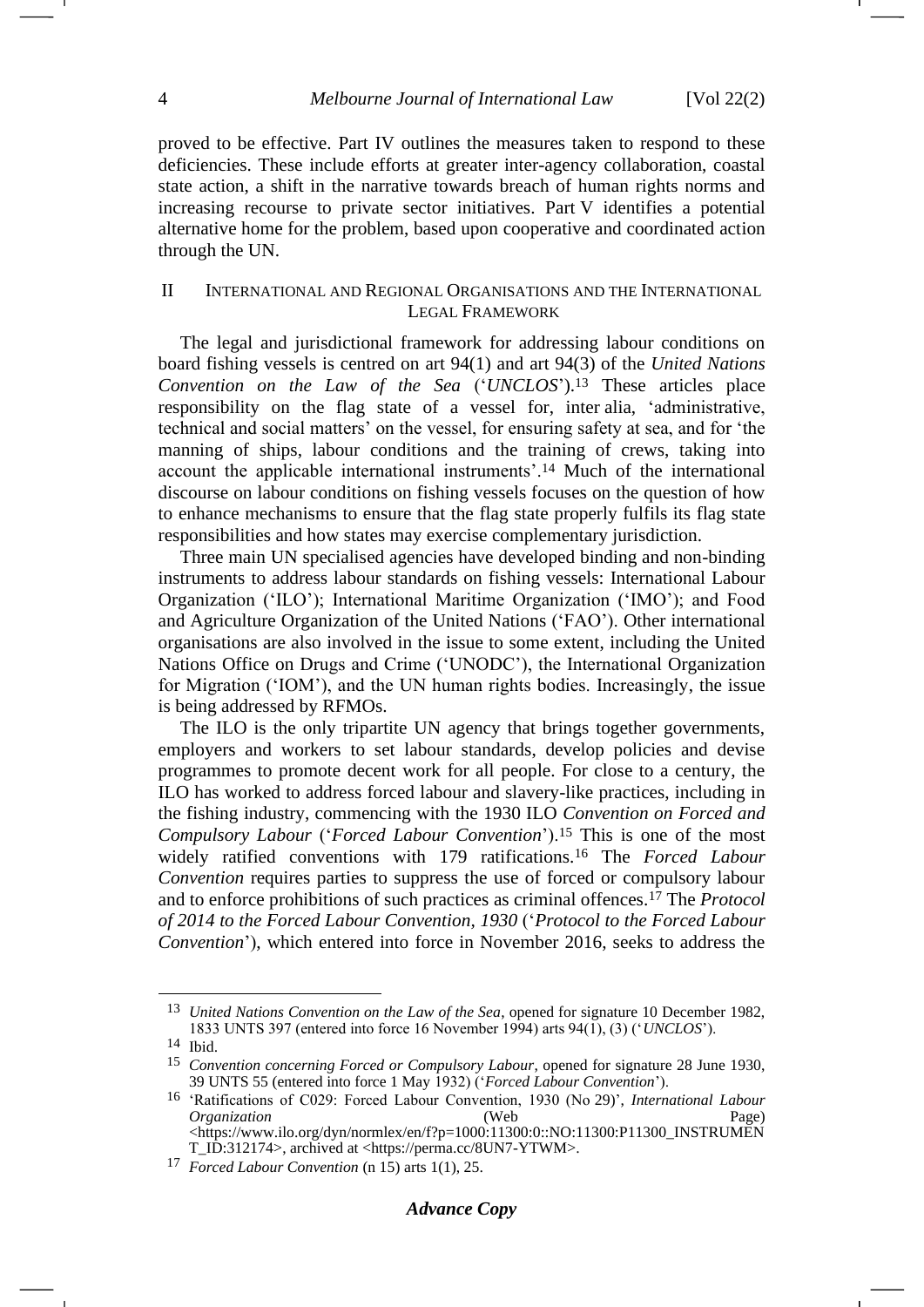proved to be effective. Part IV outlines the measures taken to respond to these deficiencies. These include efforts at greater inter-agency collaboration, coastal state action, a shift in the narrative towards breach of human rights norms and increasing recourse to private sector initiatives. Part V identifies a potential alternative home for the problem, based upon cooperative and coordinated action through the UN.

## II International and Regional Organisations and the International Legal Framework

The legal and jurisdictional framework for addressing labour conditions on board fishing vessels is centred on art 94(1) and art 94(3) of the *United Nations Convention on the Law of the Sea* ('*UNCLOS*').[13] These articles place responsibility on the flag state of a vessel for, inter alia, 'administrative, technical and social matters' on the vessel, for ensuring safety at sea, and for 'the manning of ships, labour conditions and the training of crews, taking into account the applicable international instruments'.[14] Much of the international discourse on labour conditions on fishing vessels focuses on the question of how to enhance mechanisms to ensure that the flag state properly fulfils its flag state responsibilities and how states may exercise complementary jurisdiction.

Three main UN specialised agencies have developed binding and non-binding instruments to address labour standards on fishing vessels: International Labour Organization ('ILO'); International Maritime Organization ('IMO'); and Food and Agriculture Organization of the United Nations ('FAO'). Other international organisations are also involved in the issue to some extent, including the United Nations Office on Drugs and Crime ('UNODC'), the International Organization for Migration ('IOM'), and the UN human rights bodies. Increasingly, the issue is being addressed by RFMOs.

The ILO is the only tripartite UN agency that brings together governments, employers and workers to set labour standards, develop policies and devise programmes to promote decent work for all people. For close to a century, the ILO has worked to address forced labour and slavery-like practices, including in the fishing industry, commencing with the 1930 ILO *Convention on Forced and Compulsory Labour* ('*Forced Labour Convention*').[15] This is one of the most widely ratified conventions with 179 ratifications.[16] The *Forced Labour Convention* requires parties to suppress the use of forced or compulsory labour and to enforce prohibitions of such practices as criminal offences.[17] The *Protocol of 2014 to the Forced Labour Convention, 1930* ('*Protocol to the Forced Labour Convention*'), which entered into force in November 2016, seeks to address the

---

[13] *United Nations Convention on the Law of the Sea*, opened for signature 10 December 1982, 1833 UNTS 397 (entered into force 16 November 1994) arts 94(1), (3) ('*UNCLOS*').

[14] Ibid.

[15] *Convention concerning Forced or Compulsory Labour*, opened for signature 28 June 1930, 39 UNTS 55 (entered into force 1 May 1932) ('*Forced Labour Convention*').

[16] 'Ratifications of C029: Forced Labour Convention, 1930 (No 29)', *International Labour Organization* (Web Page) <https://www.ilo.org/dyn/normlex/en/f?p=1000:11300:0::NO:11300:P11300_INSTRUMENT_ID:312174>, archived at <https://perma.cc/8UN7-YTWM>.

[17] *Forced Labour Convention* (n 15) arts 1(1), 25.

***Advance Copy***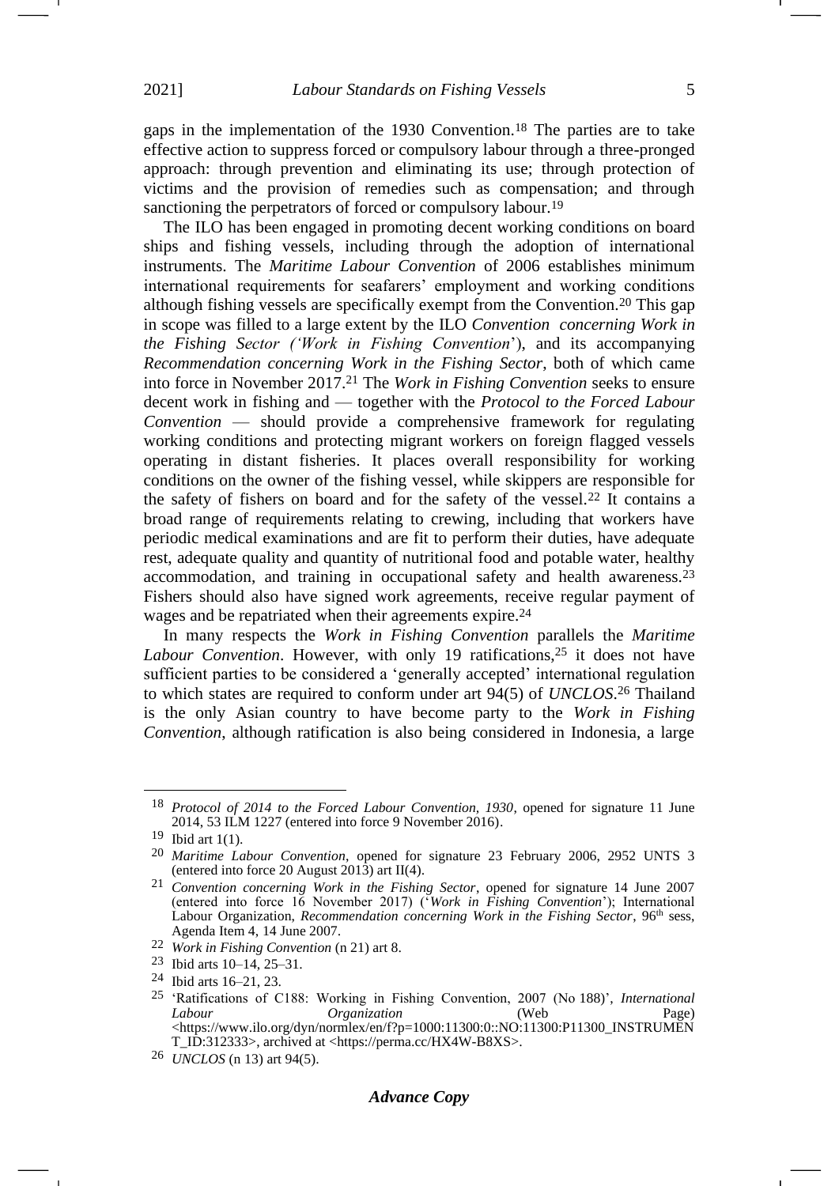gaps in the implementation of the 1930 Convention.[18] The parties are to take effective action to suppress forced or compulsory labour through a three-pronged approach: through prevention and eliminating its use; through protection of victims and the provision of remedies such as compensation; and through sanctioning the perpetrators of forced or compulsory labour.[19]

The ILO has been engaged in promoting decent working conditions on board ships and fishing vessels, including through the adoption of international instruments. The *Maritime Labour Convention* of 2006 establishes minimum international requirements for seafarers' employment and working conditions although fishing vessels are specifically exempt from the Convention.[20] This gap in scope was filled to a large extent by the ILO *Convention concerning Work in the Fishing Sector ('Work in Fishing Convention*'), and its accompanying *Recommendation concerning Work in the Fishing Sector*, both of which came into force in November 2017.[21] The *Work in Fishing Convention* seeks to ensure decent work in fishing and — together with the *Protocol to the Forced Labour Convention* — should provide a comprehensive framework for regulating working conditions and protecting migrant workers on foreign flagged vessels operating in distant fisheries. It places overall responsibility for working conditions on the owner of the fishing vessel, while skippers are responsible for the safety of fishers on board and for the safety of the vessel.[22] It contains a broad range of requirements relating to crewing, including that workers have periodic medical examinations and are fit to perform their duties, have adequate rest, adequate quality and quantity of nutritional food and potable water, healthy accommodation, and training in occupational safety and health awareness.[23] Fishers should also have signed work agreements, receive regular payment of wages and be repatriated when their agreements expire.[24]

In many respects the *Work in Fishing Convention* parallels the *Maritime Labour Convention*. However, with only 19 ratifications,[25] it does not have sufficient parties to be considered a 'generally accepted' international regulation to which states are required to conform under art 94(5) of *UNCLOS*.[26] Thailand is the only Asian country to have become party to the *Work in Fishing Convention*, although ratification is also being considered in Indonesia, a large

---

[18] *Protocol of 2014 to the Forced Labour Convention, 1930*, opened for signature 11 June 2014, 53 ILM 1227 (entered into force 9 November 2016).

[19] Ibid art 1(1).

[20] *Maritime Labour Convention*, opened for signature 23 February 2006, 2952 UNTS 3 (entered into force 20 August 2013) art II(4).

[21] *Convention concerning Work in the Fishing Sector*, opened for signature 14 June 2007 (entered into force 16 November 2017) ('*Work in Fishing Convention*'); International Labour Organization, *Recommendation concerning Work in the Fishing Sector*, 96th sess, Agenda Item 4, 14 June 2007.

[22] *Work in Fishing Convention* (n 21) art 8.

[23] Ibid arts 10–14, 25–31.

[24] Ibid arts 16–21, 23.

[25] 'Ratifications of C188: Working in Fishing Convention, 2007 (No 188)', *International Labour Organization* (Web Page) <https://www.ilo.org/dyn/normlex/en/f?p=1000:11300:0::NO:11300:P11300_INSTRUMENT_ID:312333>, archived at <https://perma.cc/HX4W-B8XS>.

[26] *UNCLOS* (n 13) art 94(5).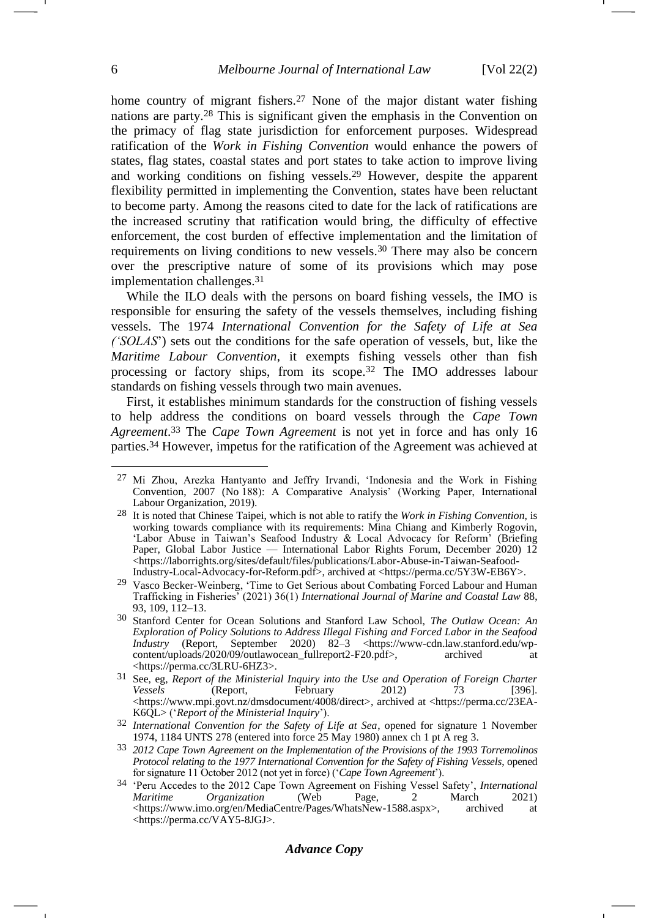home country of migrant fishers.[27] None of the major distant water fishing nations are party.[28] This is significant given the emphasis in the Convention on the primacy of flag state jurisdiction for enforcement purposes. Widespread ratification of the *Work in Fishing Convention* would enhance the powers of states, flag states, coastal states and port states to take action to improve living and working conditions on fishing vessels.[29] However, despite the apparent flexibility permitted in implementing the Convention, states have been reluctant to become party. Among the reasons cited to date for the lack of ratifications are the increased scrutiny that ratification would bring, the difficulty of effective enforcement, the cost burden of effective implementation and the limitation of requirements on living conditions to new vessels.[30] There may also be concern over the prescriptive nature of some of its provisions which may pose implementation challenges.[31]

While the ILO deals with the persons on board fishing vessels, the IMO is responsible for ensuring the safety of the vessels themselves, including fishing vessels. The 1974 *International Convention for the Safety of Life at Sea ('SOLAS'*) sets out the conditions for the safe operation of vessels, but, like the *Maritime Labour Convention*, it exempts fishing vessels other than fish processing or factory ships, from its scope.[32] The IMO addresses labour standards on fishing vessels through two main avenues.

First, it establishes minimum standards for the construction of fishing vessels to help address the conditions on board vessels through the *Cape Town Agreement*.[33] The *Cape Town Agreement* is not yet in force and has only 16 parties.[34] However, impetus for the ratification of the Agreement was achieved at

---

[27] Mi Zhou, Arezka Hantyanto and Jeffry Irvandi, 'Indonesia and the Work in Fishing Convention, 2007 (No 188): A Comparative Analysis' (Working Paper, International Labour Organization, 2019).

[28] It is noted that Chinese Taipei, which is not able to ratify the *Work in Fishing Convention,* is working towards compliance with its requirements: Mina Chiang and Kimberly Rogovin, 'Labor Abuse in Taiwan's Seafood Industry & Local Advocacy for Reform' (Briefing Paper, Global Labor Justice — International Labor Rights Forum, December 2020) 12 <https://laborrights.org/sites/default/files/publications/Labor-Abuse-in-Taiwan-Seafood-Industry-Local-Advocacy-for-Reform.pdf>, archived at <https://perma.cc/5Y3W-EB6Y>.

[29] Vasco Becker-Weinberg, 'Time to Get Serious about Combating Forced Labour and Human Trafficking in Fisheries' (2021) 36(1) *International Journal of Marine and Coastal Law* 88, 93, 109, 112–13.

[30] Stanford Center for Ocean Solutions and Stanford Law School, *The Outlaw Ocean: An Exploration of Policy Solutions to Address Illegal Fishing and Forced Labor in the Seafood Industry* (Report, September 2020) 82–3 <https://www-cdn.law.stanford.edu/wp-content/uploads/2020/09/outlawocean_fullreport2-F20.pdf>, archived at <https://perma.cc/3LRU-6HZ3>.

[31] See, eg, *Report of the Ministerial Inquiry into the Use and Operation of Foreign Charter Vessels* (Report, February 2012) 73 [396]. <https://www.mpi.govt.nz/dmsdocument/4008/direct>, archived at <https://perma.cc/23EA-K6QL> ('*Report of the Ministerial Inquiry*').

[32] *International Convention for the Safety of Life at Sea*, opened for signature 1 November 1974, 1184 UNTS 278 (entered into force 25 May 1980) annex ch 1 pt A reg 3.

[33] *2012 Cape Town Agreement on the Implementation of the Provisions of the 1993 Torremolinos Protocol relating to the 1977 International Convention for the Safety of Fishing Vessels*, opened for signature 11 October 2012 (not yet in force) ('*Cape Town Agreement*').

[34] 'Peru Accedes to the 2012 Cape Town Agreement on Fishing Vessel Safety', *International Maritime Organization* (Web Page, 2 March 2021) <https://www.imo.org/en/MediaCentre/Pages/WhatsNew-1588.aspx>, archived at <https://perma.cc/VAY5-8JGJ>.

***Advance Copy***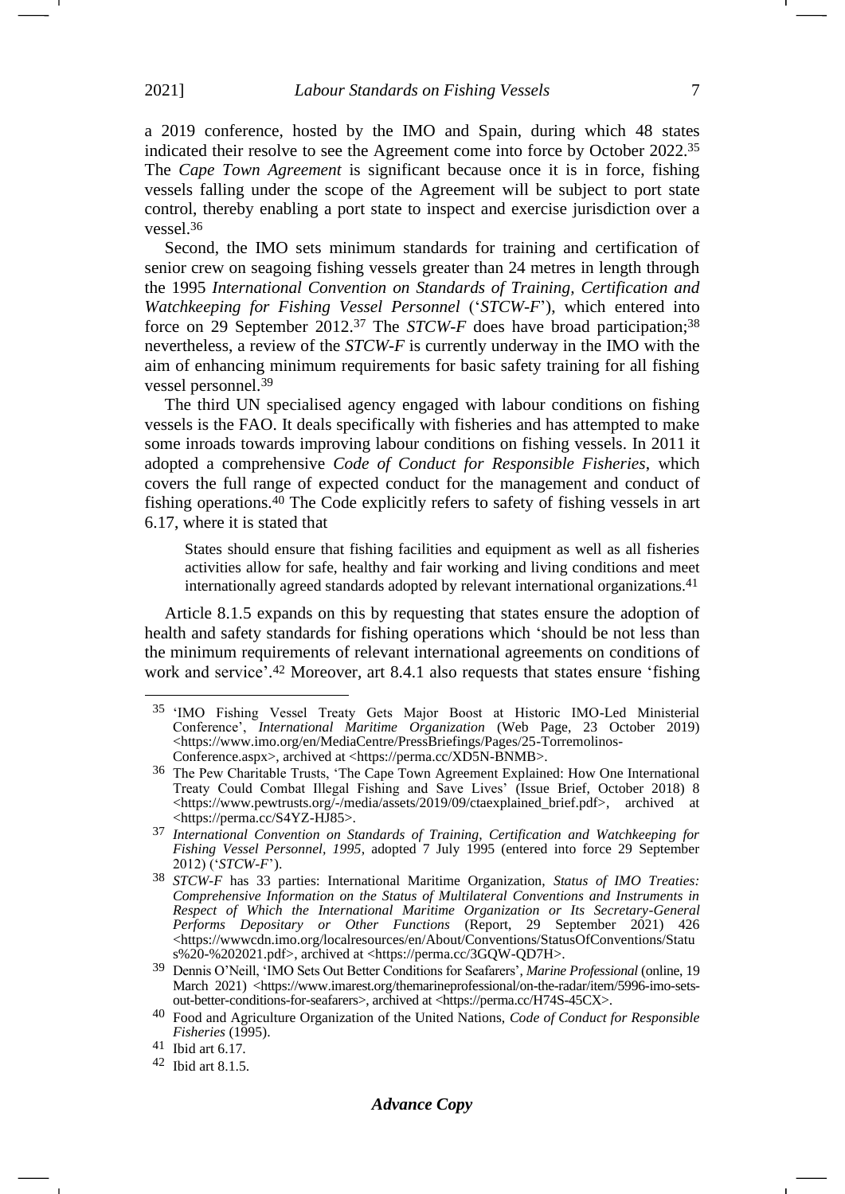a 2019 conference, hosted by the IMO and Spain, during which 48 states indicated their resolve to see the Agreement come into force by October 2022.[35] The *Cape Town Agreement* is significant because once it is in force, fishing vessels falling under the scope of the Agreement will be subject to port state control, thereby enabling a port state to inspect and exercise jurisdiction over a vessel.[36]

Second, the IMO sets minimum standards for training and certification of senior crew on seagoing fishing vessels greater than 24 metres in length through the 1995 *International Convention on Standards of Training, Certification and Watchkeeping for Fishing Vessel Personnel* ('*STCW-F*'), which entered into force on 29 September 2012.[37] The *STCW-F* does have broad participation;[38] nevertheless, a review of the *STCW-F* is currently underway in the IMO with the aim of enhancing minimum requirements for basic safety training for all fishing vessel personnel.[39]

The third UN specialised agency engaged with labour conditions on fishing vessels is the FAO. It deals specifically with fisheries and has attempted to make some inroads towards improving labour conditions on fishing vessels. In 2011 it adopted a comprehensive *Code of Conduct for Responsible Fisheries*, which covers the full range of expected conduct for the management and conduct of fishing operations.[40] The Code explicitly refers to safety of fishing vessels in art 6.17, where it is stated that

> States should ensure that fishing facilities and equipment as well as all fisheries activities allow for safe, healthy and fair working and living conditions and meet internationally agreed standards adopted by relevant international organizations.[41]

Article 8.1.5 expands on this by requesting that states ensure the adoption of health and safety standards for fishing operations which 'should be not less than the minimum requirements of relevant international agreements on conditions of work and service'.[42] Moreover, art 8.4.1 also requests that states ensure 'fishing

---

[35] 'IMO Fishing Vessel Treaty Gets Major Boost at Historic IMO-Led Ministerial Conference', *International Maritime Organization* (Web Page, 23 October 2019) <https://www.imo.org/en/MediaCentre/PressBriefings/Pages/25-Torremolinos-Conference.aspx>, archived at <https://perma.cc/XD5N-BNMB>.

[36] The Pew Charitable Trusts, 'The Cape Town Agreement Explained: How One International Treaty Could Combat Illegal Fishing and Save Lives' (Issue Brief, October 2018) 8 <https://www.pewtrusts.org/-/media/assets/2019/09/ctaexplained_brief.pdf>, archived at <https://perma.cc/S4YZ-HJ85>.

[37] *International Convention on Standards of Training, Certification and Watchkeeping for Fishing Vessel Personnel, 1995*, adopted 7 July 1995 (entered into force 29 September 2012) ('*STCW-F*').

[38] *STCW-F* has 33 parties: International Maritime Organization, *Status of IMO Treaties: Comprehensive Information on the Status of Multilateral Conventions and Instruments in Respect of Which the International Maritime Organization or Its Secretary-General Performs Depositary or Other Functions* (Report, 29 September 2021) 426 <https://wwwcdn.imo.org/localresources/en/About/Conventions/StatusOfConventions/Status%20-%202021.pdf>, archived at <https://perma.cc/3GQW-QD7H>.

[39] Dennis O'Neill, 'IMO Sets Out Better Conditions for Seafarers', *Marine Professional* (online, 19 March 2021) <https://www.imarest.org/themarineprofessional/on-the-radar/item/5996-imo-sets-out-better-conditions-for-seafarers>, archived at <https://perma.cc/H74S-45CX>.

[40] Food and Agriculture Organization of the United Nations, *Code of Conduct for Responsible Fisheries* (1995).

[41] Ibid art 6.17.

[42] Ibid art 8.1.5.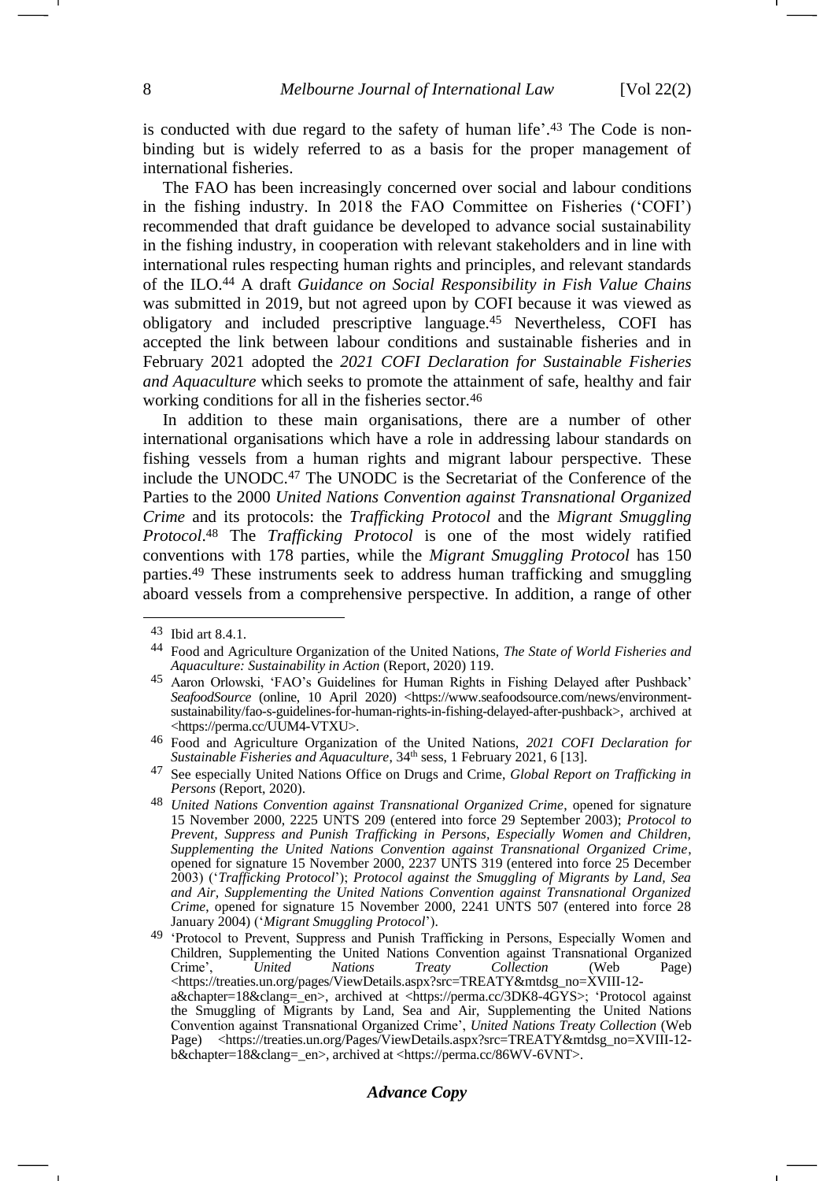is conducted with due regard to the safety of human life'.[43] The Code is non-binding but is widely referred to as a basis for the proper management of international fisheries.

The FAO has been increasingly concerned over social and labour conditions in the fishing industry. In 2018 the FAO Committee on Fisheries ('COFI') recommended that draft guidance be developed to advance social sustainability in the fishing industry, in cooperation with relevant stakeholders and in line with international rules respecting human rights and principles, and relevant standards of the ILO.[44] A draft *Guidance on Social Responsibility in Fish Value Chains* was submitted in 2019, but not agreed upon by COFI because it was viewed as obligatory and included prescriptive language.[45] Nevertheless, COFI has accepted the link between labour conditions and sustainable fisheries and in February 2021 adopted the *2021 COFI Declaration for Sustainable Fisheries and Aquaculture* which seeks to promote the attainment of safe, healthy and fair working conditions for all in the fisheries sector.[46]

In addition to these main organisations, there are a number of other international organisations which have a role in addressing labour standards on fishing vessels from a human rights and migrant labour perspective. These include the UNODC.[47] The UNODC is the Secretariat of the Conference of the Parties to the 2000 *United Nations Convention against Transnational Organized Crime* and its protocols: the *Trafficking Protocol* and the *Migrant Smuggling Protocol*.[48] The *Trafficking Protocol* is one of the most widely ratified conventions with 178 parties, while the *Migrant Smuggling Protocol* has 150 parties.[49] These instruments seek to address human trafficking and smuggling aboard vessels from a comprehensive perspective. In addition, a range of other

---

43 Ibid art 8.4.1.

44 Food and Agriculture Organization of the United Nations, *The State of World Fisheries and Aquaculture: Sustainability in Action* (Report, 2020) 119.

45 Aaron Orlowski, 'FAO's Guidelines for Human Rights in Fishing Delayed after Pushback' *SeafoodSource* (online, 10 April 2020) <https://www.seafoodsource.com/news/environment-sustainability/fao-s-guidelines-for-human-rights-in-fishing-delayed-after-pushback>, archived at <https://perma.cc/UUM4-VTXU>.

46 Food and Agriculture Organization of the United Nations, *2021 COFI Declaration for Sustainable Fisheries and Aquaculture*, 34th sess, 1 February 2021, 6 [13].

47 See especially United Nations Office on Drugs and Crime, *Global Report on Trafficking in Persons* (Report, 2020).

48 *United Nations Convention against Transnational Organized Crime*, opened for signature 15 November 2000, 2225 UNTS 209 (entered into force 29 September 2003); *Protocol to Prevent, Suppress and Punish Trafficking in Persons, Especially Women and Children, Supplementing the United Nations Convention against Transnational Organized Crime*, opened for signature 15 November 2000, 2237 UNTS 319 (entered into force 25 December 2003) ('*Trafficking Protocol*'); *Protocol against the Smuggling of Migrants by Land, Sea and Air, Supplementing the United Nations Convention against Transnational Organized Crime*, opened for signature 15 November 2000, 2241 UNTS 507 (entered into force 28 January 2004) ('*Migrant Smuggling Protocol*').

49 'Protocol to Prevent, Suppress and Punish Trafficking in Persons, Especially Women and Children, Supplementing the United Nations Convention against Transnational Organized Crime', *United Nations Treaty Collection* (Web Page) <https://treaties.un.org/pages/ViewDetails.aspx?src=TREATY&mtdsg_no=XVIII-12-a&chapter=18&clang=_en>, archived at <https://perma.cc/3DK8-4GYS>; 'Protocol against the Smuggling of Migrants by Land, Sea and Air, Supplementing the United Nations Convention against Transnational Organized Crime', *United Nations Treaty Collection* (Web Page) <https://treaties.un.org/Pages/ViewDetails.aspx?src=TREATY&mtdsg_no=XVIII-12-b&chapter=18&clang=_en>, archived at <https://perma.cc/86WV-6VNT>.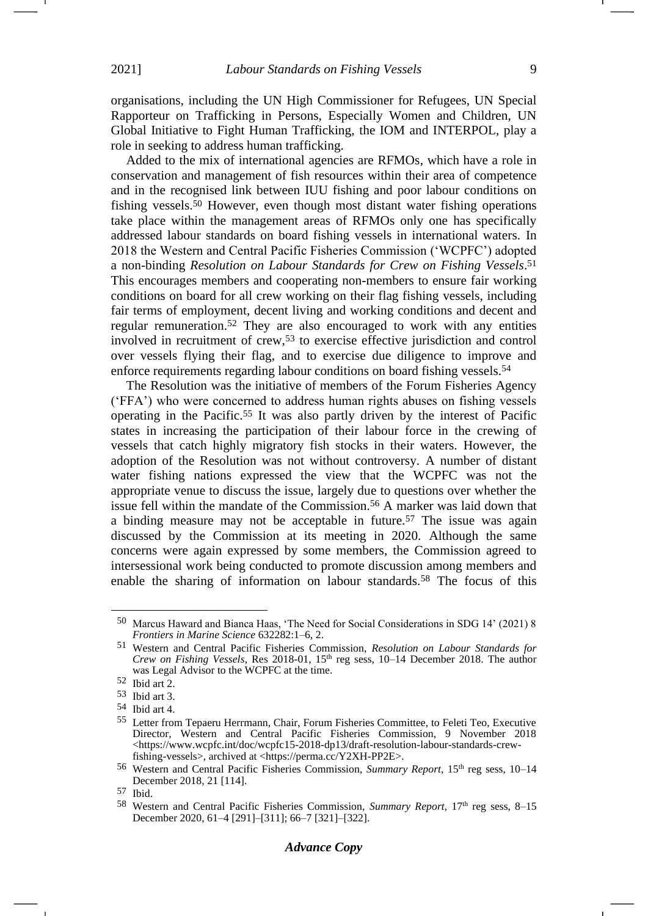organisations, including the UN High Commissioner for Refugees, UN Special Rapporteur on Trafficking in Persons, Especially Women and Children, UN Global Initiative to Fight Human Trafficking, the IOM and INTERPOL, play a role in seeking to address human trafficking.

Added to the mix of international agencies are RFMOs, which have a role in conservation and management of fish resources within their area of competence and in the recognised link between IUU fishing and poor labour conditions on fishing vessels.[50] However, even though most distant water fishing operations take place within the management areas of RFMOs only one has specifically addressed labour standards on board fishing vessels in international waters. In 2018 the Western and Central Pacific Fisheries Commission ('WCPFC') adopted a non-binding *Resolution on Labour Standards for Crew on Fishing Vessels*.[51] This encourages members and cooperating non-members to ensure fair working conditions on board for all crew working on their flag fishing vessels, including fair terms of employment, decent living and working conditions and decent and regular remuneration.[52] They are also encouraged to work with any entities involved in recruitment of crew,[53] to exercise effective jurisdiction and control over vessels flying their flag, and to exercise due diligence to improve and enforce requirements regarding labour conditions on board fishing vessels.[54]

The Resolution was the initiative of members of the Forum Fisheries Agency ('FFA') who were concerned to address human rights abuses on fishing vessels operating in the Pacific.[55] It was also partly driven by the interest of Pacific states in increasing the participation of their labour force in the crewing of vessels that catch highly migratory fish stocks in their waters. However, the adoption of the Resolution was not without controversy. A number of distant water fishing nations expressed the view that the WCPFC was not the appropriate venue to discuss the issue, largely due to questions over whether the issue fell within the mandate of the Commission.[56] A marker was laid down that a binding measure may not be acceptable in future.[57] The issue was again discussed by the Commission at its meeting in 2020. Although the same concerns were again expressed by some members, the Commission agreed to intersessional work being conducted to promote discussion among members and enable the sharing of information on labour standards.[58] The focus of this

---

[50] Marcus Haward and Bianca Haas, 'The Need for Social Considerations in SDG 14' (2021) 8 *Frontiers in Marine Science* 632282:1–6, 2.

[51] Western and Central Pacific Fisheries Commission, *Resolution on Labour Standards for Crew on Fishing Vessels*, Res 2018-01, 15th reg sess, 10–14 December 2018. The author was Legal Advisor to the WCPFC at the time.

[52] Ibid art 2.

[53] Ibid art 3.

[54] Ibid art 4.

[55] Letter from Tepaeru Herrmann, Chair, Forum Fisheries Committee, to Feleti Teo, Executive Director, Western and Central Pacific Fisheries Commission, 9 November 2018 <https://www.wcpfc.int/doc/wcpfc15-2018-dp13/draft-resolution-labour-standards-crew-fishing-vessels>, archived at <https://perma.cc/Y2XH-PP2E>.

[56] Western and Central Pacific Fisheries Commission, *Summary Report*, 15th reg sess, 10–14 December 2018, 21 [114].

[57] Ibid.

[58] Western and Central Pacific Fisheries Commission, *Summary Report*, 17th reg sess, 8–15 December 2020, 61–4 [291]–[311]; 66–7 [321]–[322].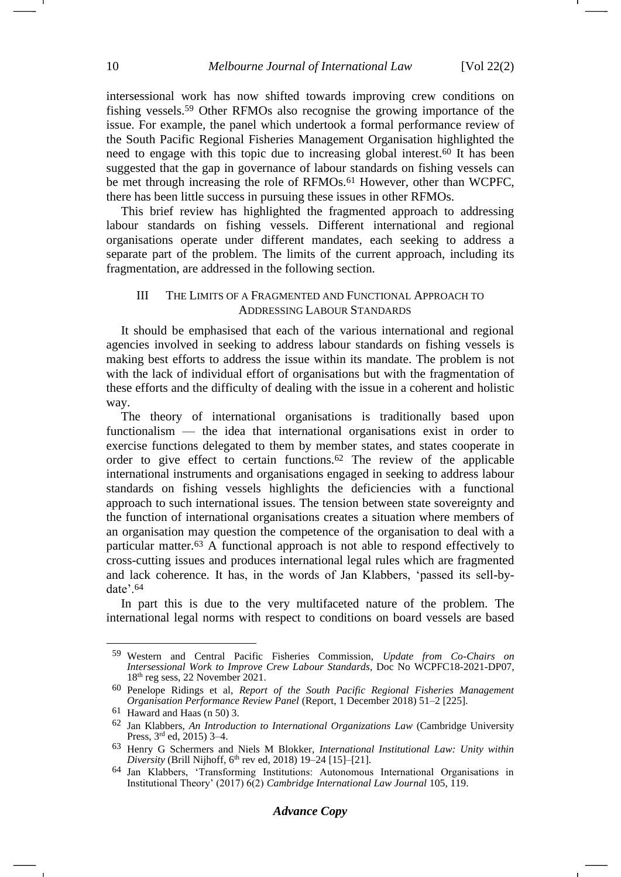intersessional work has now shifted towards improving crew conditions on fishing vessels.[59] Other RFMOs also recognise the growing importance of the issue. For example, the panel which undertook a formal performance review of the South Pacific Regional Fisheries Management Organisation highlighted the need to engage with this topic due to increasing global interest.[60] It has been suggested that the gap in governance of labour standards on fishing vessels can be met through increasing the role of RFMOs.[61] However, other than WCPFC, there has been little success in pursuing these issues in other RFMOs.

This brief review has highlighted the fragmented approach to addressing labour standards on fishing vessels. Different international and regional organisations operate under different mandates, each seeking to address a separate part of the problem. The limits of the current approach, including its fragmentation, are addressed in the following section.

## III The Limits of a Fragmented and Functional Approach to Addressing Labour Standards

It should be emphasised that each of the various international and regional agencies involved in seeking to address labour standards on fishing vessels is making best efforts to address the issue within its mandate. The problem is not with the lack of individual effort of organisations but with the fragmentation of these efforts and the difficulty of dealing with the issue in a coherent and holistic way.

The theory of international organisations is traditionally based upon functionalism — the idea that international organisations exist in order to exercise functions delegated to them by member states, and states cooperate in order to give effect to certain functions.[62] The review of the applicable international instruments and organisations engaged in seeking to address labour standards on fishing vessels highlights the deficiencies with a functional approach to such international issues. The tension between state sovereignty and the function of international organisations creates a situation where members of an organisation may question the competence of the organisation to deal with a particular matter.[63] A functional approach is not able to respond effectively to cross-cutting issues and produces international legal rules which are fragmented and lack coherence. It has, in the words of Jan Klabbers, 'passed its sell-by-date'.[64]

In part this is due to the very multifaceted nature of the problem. The international legal norms with respect to conditions on board vessels are based

---

[59] Western and Central Pacific Fisheries Commission, *Update from Co-Chairs on Intersessional Work to Improve Crew Labour Standards*, Doc No WCPFC18-2021-DP07, 18th reg sess, 22 November 2021.

[60] Penelope Ridings et al, *Report of the South Pacific Regional Fisheries Management Organisation Performance Review Panel* (Report, 1 December 2018) 51–2 [225].

[61] Haward and Haas (n 50) 3.

[62] Jan Klabbers, *An Introduction to International Organizations Law* (Cambridge University Press, 3rd ed, 2015) 3–4.

[63] Henry G Schermers and Niels M Blokker, *International Institutional Law: Unity within Diversity* (Brill Nijhoff, 6th rev ed, 2018) 19–24 [15]–[21].

[64] Jan Klabbers, 'Transforming Institutions: Autonomous International Organisations in Institutional Theory' (2017) 6(2) *Cambridge International Law Journal* 105, 119.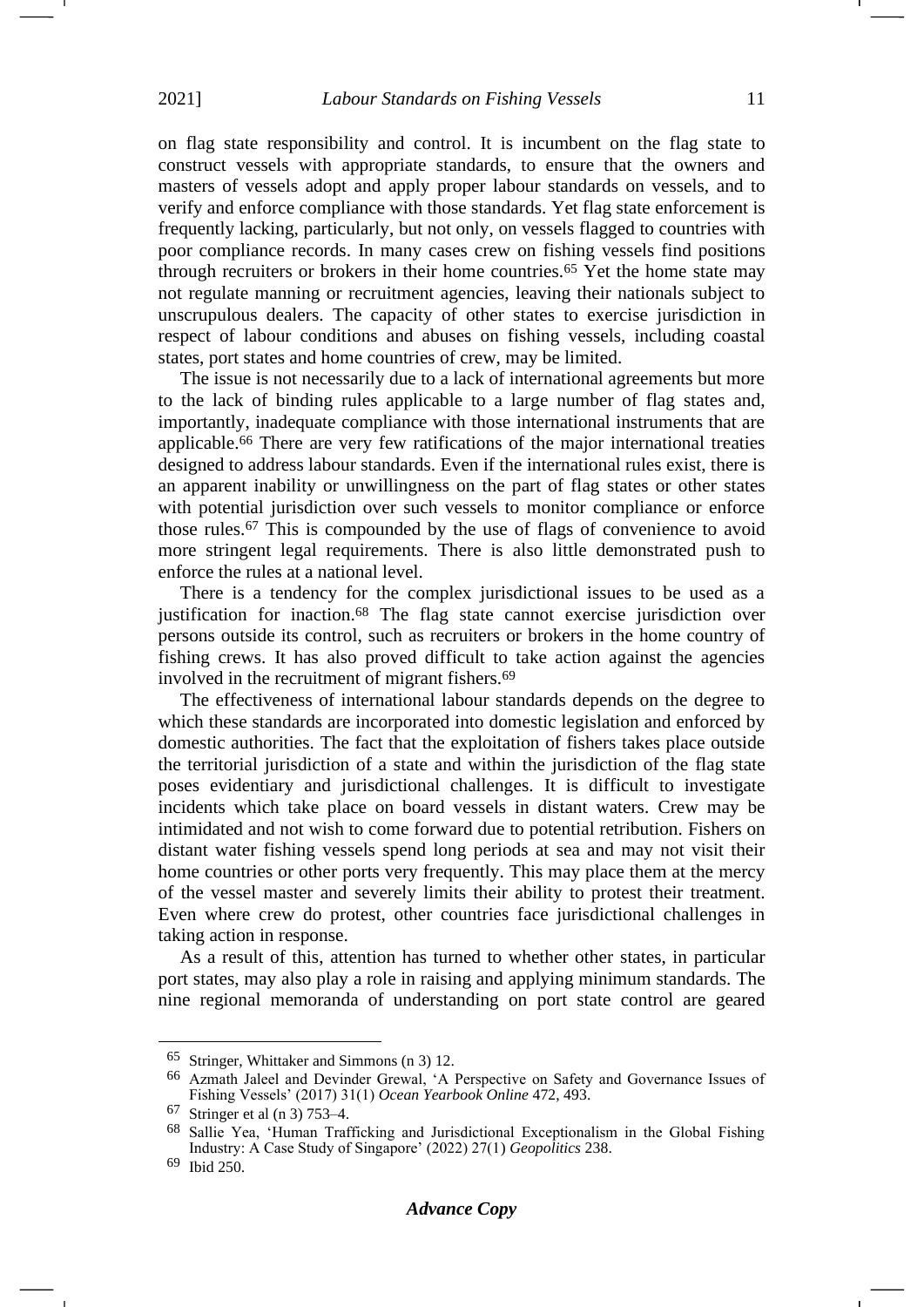on flag state responsibility and control. It is incumbent on the flag state to construct vessels with appropriate standards, to ensure that the owners and masters of vessels adopt and apply proper labour standards on vessels, and to verify and enforce compliance with those standards. Yet flag state enforcement is frequently lacking, particularly, but not only, on vessels flagged to countries with poor compliance records. In many cases crew on fishing vessels find positions through recruiters or brokers in their home countries.[65] Yet the home state may not regulate manning or recruitment agencies, leaving their nationals subject to unscrupulous dealers. The capacity of other states to exercise jurisdiction in respect of labour conditions and abuses on fishing vessels, including coastal states, port states and home countries of crew, may be limited.

The issue is not necessarily due to a lack of international agreements but more to the lack of binding rules applicable to a large number of flag states and, importantly, inadequate compliance with those international instruments that are applicable.[66] There are very few ratifications of the major international treaties designed to address labour standards. Even if the international rules exist, there is an apparent inability or unwillingness on the part of flag states or other states with potential jurisdiction over such vessels to monitor compliance or enforce those rules.[67] This is compounded by the use of flags of convenience to avoid more stringent legal requirements. There is also little demonstrated push to enforce the rules at a national level.

There is a tendency for the complex jurisdictional issues to be used as a justification for inaction.[68] The flag state cannot exercise jurisdiction over persons outside its control, such as recruiters or brokers in the home country of fishing crews. It has also proved difficult to take action against the agencies involved in the recruitment of migrant fishers.[69]

The effectiveness of international labour standards depends on the degree to which these standards are incorporated into domestic legislation and enforced by domestic authorities. The fact that the exploitation of fishers takes place outside the territorial jurisdiction of a state and within the jurisdiction of the flag state poses evidentiary and jurisdictional challenges. It is difficult to investigate incidents which take place on board vessels in distant waters. Crew may be intimidated and not wish to come forward due to potential retribution. Fishers on distant water fishing vessels spend long periods at sea and may not visit their home countries or other ports very frequently. This may place them at the mercy of the vessel master and severely limits their ability to protest their treatment. Even where crew do protest, other countries face jurisdictional challenges in taking action in response.

As a result of this, attention has turned to whether other states, in particular port states, may also play a role in raising and applying minimum standards. The nine regional memoranda of understanding on port state control are geared

---

[65] Stringer, Whittaker and Simmons (n 3) 12.

[66] Azmath Jaleel and Devinder Grewal, 'A Perspective on Safety and Governance Issues of Fishing Vessels' (2017) 31(1) *Ocean Yearbook Online* 472, 493.

[67] Stringer et al (n 3) 753–4.

[68] Sallie Yea, 'Human Trafficking and Jurisdictional Exceptionalism in the Global Fishing Industry: A Case Study of Singapore' (2022) 27(1) *Geopolitics* 238.

[69] Ibid 250.

***Advance Copy***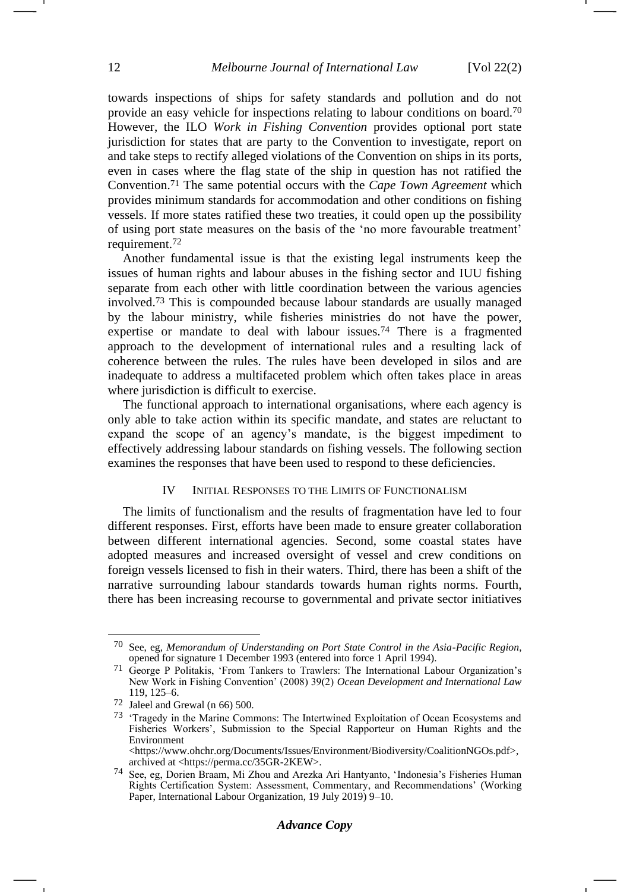towards inspections of ships for safety standards and pollution and do not provide an easy vehicle for inspections relating to labour conditions on board.[70] However, the ILO *Work in Fishing Convention* provides optional port state jurisdiction for states that are party to the Convention to investigate, report on and take steps to rectify alleged violations of the Convention on ships in its ports, even in cases where the flag state of the ship in question has not ratified the Convention.[71] The same potential occurs with the *Cape Town Agreement* which provides minimum standards for accommodation and other conditions on fishing vessels. If more states ratified these two treaties, it could open up the possibility of using port state measures on the basis of the 'no more favourable treatment' requirement.[72]

Another fundamental issue is that the existing legal instruments keep the issues of human rights and labour abuses in the fishing sector and IUU fishing separate from each other with little coordination between the various agencies involved.[73] This is compounded because labour standards are usually managed by the labour ministry, while fisheries ministries do not have the power, expertise or mandate to deal with labour issues.[74] There is a fragmented approach to the development of international rules and a resulting lack of coherence between the rules. The rules have been developed in silos and are inadequate to address a multifaceted problem which often takes place in areas where jurisdiction is difficult to exercise.

The functional approach to international organisations, where each agency is only able to take action within its specific mandate, and states are reluctant to expand the scope of an agency's mandate, is the biggest impediment to effectively addressing labour standards on fishing vessels. The following section examines the responses that have been used to respond to these deficiencies.

## IV Initial Responses to the Limits of Functionalism

The limits of functionalism and the results of fragmentation have led to four different responses. First, efforts have been made to ensure greater collaboration between different international agencies. Second, some coastal states have adopted measures and increased oversight of vessel and crew conditions on foreign vessels licensed to fish in their waters. Third, there has been a shift of the narrative surrounding labour standards towards human rights norms. Fourth, there has been increasing recourse to governmental and private sector initiatives

---

[70] See, eg, *Memorandum of Understanding on Port State Control in the Asia-Pacific Region*, opened for signature 1 December 1993 (entered into force 1 April 1994).

[71] George P Politakis, 'From Tankers to Trawlers: The International Labour Organization's New Work in Fishing Convention' (2008) 39(2) *Ocean Development and International Law* 119, 125–6.

[72] Jaleel and Grewal (n 66) 500.

[73] 'Tragedy in the Marine Commons: The Intertwined Exploitation of Ocean Ecosystems and Fisheries Workers', Submission to the Special Rapporteur on Human Rights and the Environment <https://www.ohchr.org/Documents/Issues/Environment/Biodiversity/CoalitionNGOs.pdf>, archived at <https://perma.cc/35GR-2KEW>.

[74] See, eg, Dorien Braam, Mi Zhou and Arezka Ari Hantyanto, 'Indonesia's Fisheries Human Rights Certification System: Assessment, Commentary, and Recommendations' (Working Paper, International Labour Organization, 19 July 2019) 9–10.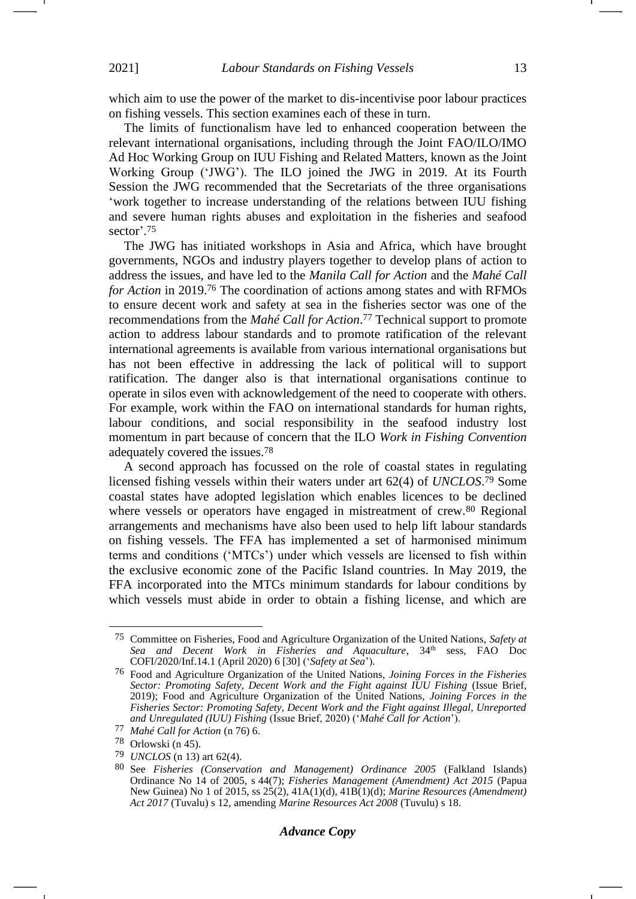which aim to use the power of the market to dis-incentivise poor labour practices on fishing vessels. This section examines each of these in turn.

The limits of functionalism have led to enhanced cooperation between the relevant international organisations, including through the Joint FAO/ILO/IMO Ad Hoc Working Group on IUU Fishing and Related Matters, known as the Joint Working Group ('JWG'). The ILO joined the JWG in 2019. At its Fourth Session the JWG recommended that the Secretariats of the three organisations 'work together to increase understanding of the relations between IUU fishing and severe human rights abuses and exploitation in the fisheries and seafood sector'.[75]

The JWG has initiated workshops in Asia and Africa, which have brought governments, NGOs and industry players together to develop plans of action to address the issues, and have led to the *Manila Call for Action* and the *Mahé Call for Action* in 2019.[76] The coordination of actions among states and with RFMOs to ensure decent work and safety at sea in the fisheries sector was one of the recommendations from the *Mahé Call for Action*.[77] Technical support to promote action to address labour standards and to promote ratification of the relevant international agreements is available from various international organisations but has not been effective in addressing the lack of political will to support ratification. The danger also is that international organisations continue to operate in silos even with acknowledgement of the need to cooperate with others. For example, work within the FAO on international standards for human rights, labour conditions, and social responsibility in the seafood industry lost momentum in part because of concern that the ILO *Work in Fishing Convention* adequately covered the issues.[78]

A second approach has focussed on the role of coastal states in regulating licensed fishing vessels within their waters under art 62(4) of *UNCLOS*.[79] Some coastal states have adopted legislation which enables licences to be declined where vessels or operators have engaged in mistreatment of crew.[80] Regional arrangements and mechanisms have also been used to help lift labour standards on fishing vessels. The FFA has implemented a set of harmonised minimum terms and conditions ('MTCs') under which vessels are licensed to fish within the exclusive economic zone of the Pacific Island countries. In May 2019, the FFA incorporated into the MTCs minimum standards for labour conditions by which vessels must abide in order to obtain a fishing license, and which are

---

[75] Committee on Fisheries, Food and Agriculture Organization of the United Nations, *Safety at Sea and Decent Work in Fisheries and Aquaculture*, 34th sess, FAO Doc COFI/2020/Inf.14.1 (April 2020) 6 [30] ('*Safety at Sea*').

[76] Food and Agriculture Organization of the United Nations, *Joining Forces in the Fisheries Sector: Promoting Safety, Decent Work and the Fight against IUU Fishing* (Issue Brief, 2019); Food and Agriculture Organization of the United Nations, *Joining Forces in the Fisheries Sector: Promoting Safety, Decent Work and the Fight against Illegal, Unreported and Unregulated (IUU) Fishing* (Issue Brief, 2020) ('*Mahé Call for Action*').

[77] *Mahé Call for Action* (n 76) 6.

[78] Orlowski (n 45).

[79] *UNCLOS* (n 13) art 62(4).

[80] See *Fisheries (Conservation and Management) Ordinance 2005* (Falkland Islands) Ordinance No 14 of 2005, s 44(7); *Fisheries Management (Amendment) Act 2015* (Papua New Guinea) No 1 of 2015, ss 25(2), 41A(1)(d), 41B(1)(d); *Marine Resources (Amendment) Act 2017* (Tuvalu) s 12, amending *Marine Resources Act 2008* (Tuvulu) s 18.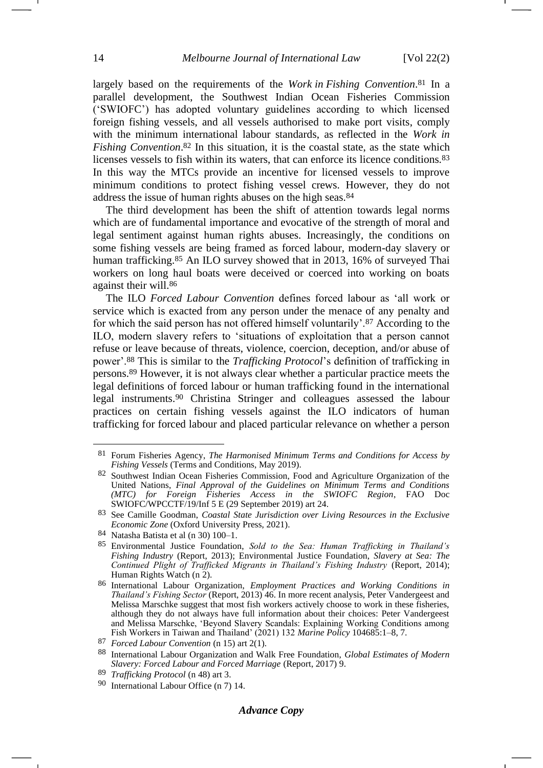largely based on the requirements of the *Work in Fishing Convention*.[81] In a parallel development, the Southwest Indian Ocean Fisheries Commission ('SWIOFC') has adopted voluntary guidelines according to which licensed foreign fishing vessels, and all vessels authorised to make port visits, comply with the minimum international labour standards, as reflected in the *Work in Fishing Convention*.[82] In this situation, it is the coastal state, as the state which licenses vessels to fish within its waters, that can enforce its licence conditions.[83] In this way the MTCs provide an incentive for licensed vessels to improve minimum conditions to protect fishing vessel crews. However, they do not address the issue of human rights abuses on the high seas.[84]

The third development has been the shift of attention towards legal norms which are of fundamental importance and evocative of the strength of moral and legal sentiment against human rights abuses. Increasingly, the conditions on some fishing vessels are being framed as forced labour, modern-day slavery or human trafficking.[85] An ILO survey showed that in 2013, 16% of surveyed Thai workers on long haul boats were deceived or coerced into working on boats against their will.[86]

The ILO *Forced Labour Convention* defines forced labour as 'all work or service which is exacted from any person under the menace of any penalty and for which the said person has not offered himself voluntarily'.[87] According to the ILO, modern slavery refers to 'situations of exploitation that a person cannot refuse or leave because of threats, violence, coercion, deception, and/or abuse of power'.[88] This is similar to the *Trafficking Protocol*'s definition of trafficking in persons.[89] However, it is not always clear whether a particular practice meets the legal definitions of forced labour or human trafficking found in the international legal instruments.[90] Christina Stringer and colleagues assessed the labour practices on certain fishing vessels against the ILO indicators of human trafficking for forced labour and placed particular relevance on whether a person

---

[81] Forum Fisheries Agency, *The Harmonised Minimum Terms and Conditions for Access by Fishing Vessels* (Terms and Conditions, May 2019).

[82] Southwest Indian Ocean Fisheries Commission, Food and Agriculture Organization of the United Nations, *Final Approval of the Guidelines on Minimum Terms and Conditions (MTC) for Foreign Fisheries Access in the SWIOFC Region*, FAO Doc SWIOFC/WPCCTF/19/Inf 5 E (29 September 2019) art 24.

[83] See Camille Goodman, *Coastal State Jurisdiction over Living Resources in the Exclusive Economic Zone* (Oxford University Press, 2021).

[84] Natasha Batista et al (n 30) 100–1.

[85] Environmental Justice Foundation, *Sold to the Sea: Human Trafficking in Thailand's Fishing Industry* (Report, 2013); Environmental Justice Foundation, *Slavery at Sea: The Continued Plight of Trafficked Migrants in Thailand's Fishing Industry* (Report, 2014); Human Rights Watch (n 2).

[86] International Labour Organization, *Employment Practices and Working Conditions in Thailand's Fishing Sector* (Report, 2013) 46. In more recent analysis, Peter Vandergeest and Melissa Marschke suggest that most fish workers actively choose to work in these fisheries, although they do not always have full information about their choices: Peter Vandergeest and Melissa Marschke, 'Beyond Slavery Scandals: Explaining Working Conditions among Fish Workers in Taiwan and Thailand' (2021) 132 *Marine Policy* 104685:1–8, 7.

[87] *Forced Labour Convention* (n 15) art 2(1).

[88] International Labour Organization and Walk Free Foundation, *Global Estimates of Modern Slavery: Forced Labour and Forced Marriage* (Report, 2017) 9.

[89] *Trafficking Protocol* (n 48) art 3.

[90] International Labour Office (n 7) 14.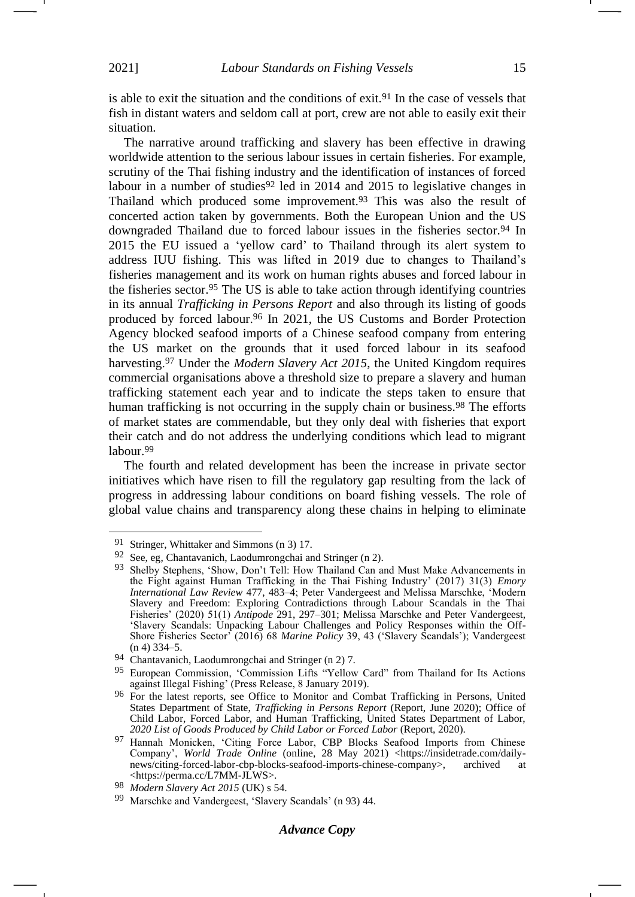is able to exit the situation and the conditions of exit.[91] In the case of vessels that fish in distant waters and seldom call at port, crew are not able to easily exit their situation.

The narrative around trafficking and slavery has been effective in drawing worldwide attention to the serious labour issues in certain fisheries. For example, scrutiny of the Thai fishing industry and the identification of instances of forced labour in a number of studies[92] led in 2014 and 2015 to legislative changes in Thailand which produced some improvement.[93] This was also the result of concerted action taken by governments. Both the European Union and the US downgraded Thailand due to forced labour issues in the fisheries sector.[94] In 2015 the EU issued a 'yellow card' to Thailand through its alert system to address IUU fishing. This was lifted in 2019 due to changes to Thailand's fisheries management and its work on human rights abuses and forced labour in the fisheries sector.[95] The US is able to take action through identifying countries in its annual *Trafficking in Persons Report* and also through its listing of goods produced by forced labour.[96] In 2021, the US Customs and Border Protection Agency blocked seafood imports of a Chinese seafood company from entering the US market on the grounds that it used forced labour in its seafood harvesting.[97] Under the *Modern Slavery Act 2015*, the United Kingdom requires commercial organisations above a threshold size to prepare a slavery and human trafficking statement each year and to indicate the steps taken to ensure that human trafficking is not occurring in the supply chain or business.[98] The efforts of market states are commendable, but they only deal with fisheries that export their catch and do not address the underlying conditions which lead to migrant labour.[99]

The fourth and related development has been the increase in private sector initiatives which have risen to fill the regulatory gap resulting from the lack of progress in addressing labour conditions on board fishing vessels. The role of global value chains and transparency along these chains in helping to eliminate

---

91 Stringer, Whittaker and Simmons (n 3) 17.

92 See, eg, Chantavanich, Laodumrongchai and Stringer (n 2).

93 Shelby Stephens, 'Show, Don't Tell: How Thailand Can and Must Make Advancements in the Fight against Human Trafficking in the Thai Fishing Industry' (2017) 31(3) *Emory International Law Review* 477, 483–4; Peter Vandergeest and Melissa Marschke, 'Modern Slavery and Freedom: Exploring Contradictions through Labour Scandals in the Thai Fisheries' (2020) 51(1) *Antipode* 291, 297–301; Melissa Marschke and Peter Vandergeest, 'Slavery Scandals: Unpacking Labour Challenges and Policy Responses within the Off-Shore Fisheries Sector' (2016) 68 *Marine Policy* 39, 43 ('Slavery Scandals'); Vandergeest (n 4) 334–5.

94 Chantavanich, Laodumrongchai and Stringer (n 2) 7.

95 European Commission, 'Commission Lifts "Yellow Card" from Thailand for Its Actions against Illegal Fishing' (Press Release, 8 January 2019).

96 For the latest reports, see Office to Monitor and Combat Trafficking in Persons, United States Department of State, *Trafficking in Persons Report* (Report, June 2020); Office of Child Labor, Forced Labor, and Human Trafficking, United States Department of Labor, *2020 List of Goods Produced by Child Labor or Forced Labor* (Report, 2020).

97 Hannah Monicken, 'Citing Force Labor, CBP Blocks Seafood Imports from Chinese Company', *World Trade Online* (online, 28 May 2021) <https://insidetrade.com/daily-news/citing-forced-labor-cbp-blocks-seafood-imports-chinese-company>, archived at <https://perma.cc/L7MM-JLWS>.

98 *Modern Slavery Act 2015* (UK) s 54.

99 Marschke and Vandergeest, 'Slavery Scandals' (n 93) 44.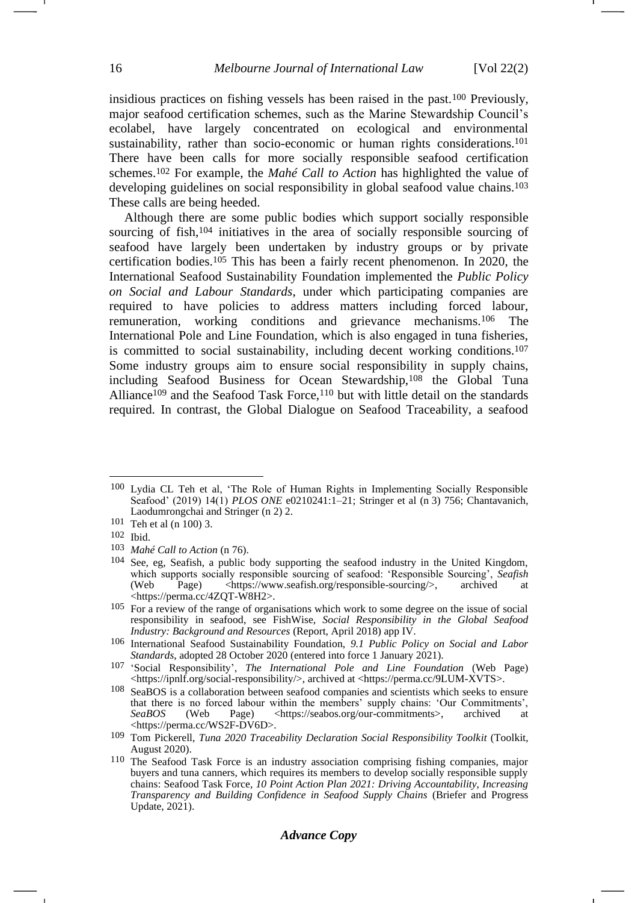insidious practices on fishing vessels has been raised in the past.[100] Previously, major seafood certification schemes, such as the Marine Stewardship Council's ecolabel, have largely concentrated on ecological and environmental sustainability, rather than socio-economic or human rights considerations.[101] There have been calls for more socially responsible seafood certification schemes.[102] For example, the *Mahé Call to Action* has highlighted the value of developing guidelines on social responsibility in global seafood value chains.[103] These calls are being heeded.

Although there are some public bodies which support socially responsible sourcing of fish,[104] initiatives in the area of socially responsible sourcing of seafood have largely been undertaken by industry groups or by private certification bodies.[105] This has been a fairly recent phenomenon. In 2020, the International Seafood Sustainability Foundation implemented the *Public Policy on Social and Labour Standards*, under which participating companies are required to have policies to address matters including forced labour, remuneration, working conditions and grievance mechanisms.[106] The International Pole and Line Foundation, which is also engaged in tuna fisheries, is committed to social sustainability, including decent working conditions.[107] Some industry groups aim to ensure social responsibility in supply chains, including Seafood Business for Ocean Stewardship,[108] the Global Tuna Alliance[109] and the Seafood Task Force,[110] but with little detail on the standards required. In contrast, the Global Dialogue on Seafood Traceability, a seafood

---

[100] Lydia CL Teh et al, 'The Role of Human Rights in Implementing Socially Responsible Seafood' (2019) 14(1) *PLOS ONE* e0210241:1–21; Stringer et al (n 3) 756; Chantavanich, Laodumrongchai and Stringer (n 2) 2.

[101] Teh et al (n 100) 3.

[102] Ibid.

[103] *Mahé Call to Action* (n 76).

[104] See, eg, Seafish, a public body supporting the seafood industry in the United Kingdom, which supports socially responsible sourcing of seafood: 'Responsible Sourcing', *Seafish* (Web Page) <https://www.seafish.org/responsible-sourcing/>, archived at <https://perma.cc/4ZQT-W8H2>.

[105] For a review of the range of organisations which work to some degree on the issue of social responsibility in seafood, see FishWise, *Social Responsibility in the Global Seafood Industry: Background and Resources* (Report, April 2018) app IV.

[106] International Seafood Sustainability Foundation, *9.1 Public Policy on Social and Labor Standards*, adopted 28 October 2020 (entered into force 1 January 2021).

[107] 'Social Responsibility', *The International Pole and Line Foundation* (Web Page) <https://ipnlf.org/social-responsibility/>, archived at <https://perma.cc/9LUM-XVTS>.

[108] SeaBOS is a collaboration between seafood companies and scientists which seeks to ensure that there is no forced labour within the members' supply chains: 'Our Commitments', *SeaBOS* (Web Page) <https://seabos.org/our-commitments>, archived at <https://perma.cc/WS2F-DV6D>.

[109] Tom Pickerell, *Tuna 2020 Traceability Declaration Social Responsibility Toolkit* (Toolkit, August 2020).

[110] The Seafood Task Force is an industry association comprising fishing companies, major buyers and tuna canners, which requires its members to develop socially responsible supply chains: Seafood Task Force, *10 Point Action Plan 2021: Driving Accountability, Increasing Transparency and Building Confidence in Seafood Supply Chains* (Briefer and Progress Update, 2021).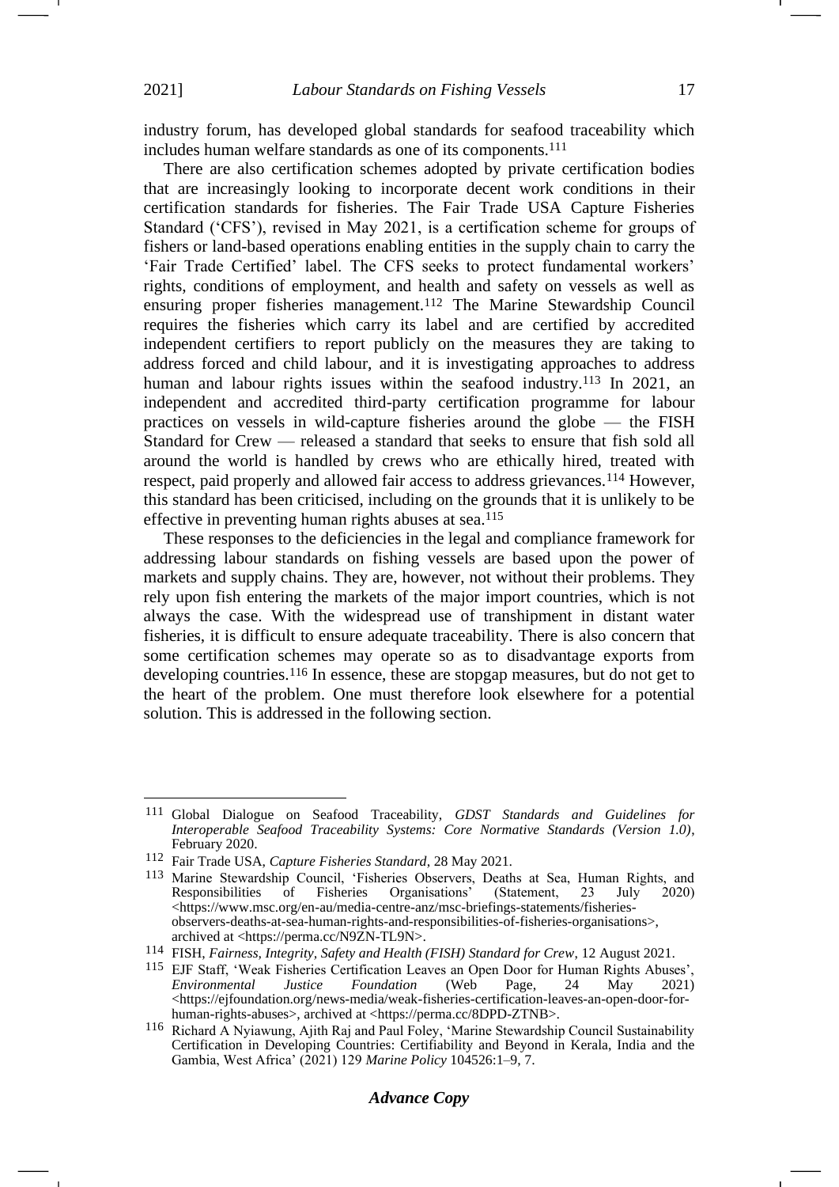industry forum, has developed global standards for seafood traceability which includes human welfare standards as one of its components.[111]

There are also certification schemes adopted by private certification bodies that are increasingly looking to incorporate decent work conditions in their certification standards for fisheries. The Fair Trade USA Capture Fisheries Standard ('CFS'), revised in May 2021, is a certification scheme for groups of fishers or land-based operations enabling entities in the supply chain to carry the 'Fair Trade Certified' label. The CFS seeks to protect fundamental workers' rights, conditions of employment, and health and safety on vessels as well as ensuring proper fisheries management.[112] The Marine Stewardship Council requires the fisheries which carry its label and are certified by accredited independent certifiers to report publicly on the measures they are taking to address forced and child labour, and it is investigating approaches to address human and labour rights issues within the seafood industry.[113] In 2021, an independent and accredited third-party certification programme for labour practices on vessels in wild-capture fisheries around the globe — the FISH Standard for Crew — released a standard that seeks to ensure that fish sold all around the world is handled by crews who are ethically hired, treated with respect, paid properly and allowed fair access to address grievances.[114] However, this standard has been criticised, including on the grounds that it is unlikely to be effective in preventing human rights abuses at sea.[115]

These responses to the deficiencies in the legal and compliance framework for addressing labour standards on fishing vessels are based upon the power of markets and supply chains. They are, however, not without their problems. They rely upon fish entering the markets of the major import countries, which is not always the case. With the widespread use of transhipment in distant water fisheries, it is difficult to ensure adequate traceability. There is also concern that some certification schemes may operate so as to disadvantage exports from developing countries.[116] In essence, these are stopgap measures, but do not get to the heart of the problem. One must therefore look elsewhere for a potential solution. This is addressed in the following section.

---

[111] Global Dialogue on Seafood Traceability, *GDST Standards and Guidelines for Interoperable Seafood Traceability Systems: Core Normative Standards (Version 1.0)*, February 2020.

[112] Fair Trade USA, *Capture Fisheries Standard*, 28 May 2021.

[113] Marine Stewardship Council, 'Fisheries Observers, Deaths at Sea, Human Rights, and Responsibilities of Fisheries Organisations' (Statement, 23 July 2020) <https://www.msc.org/en-au/media-centre-anz/msc-briefings-statements/fisheries-observers-deaths-at-sea-human-rights-and-responsibilities-of-fisheries-organisations>, archived at <https://perma.cc/N9ZN-TL9N>.

[114] FISH, *Fairness, Integrity, Safety and Health (FISH) Standard for Crew*, 12 August 2021.

[115] EJF Staff, 'Weak Fisheries Certification Leaves an Open Door for Human Rights Abuses', *Environmental Justice Foundation* (Web Page, 24 May 2021) <https://ejfoundation.org/news-media/weak-fisheries-certification-leaves-an-open-door-for-human-rights-abuses>, archived at <https://perma.cc/8DPD-ZTNB>.

[116] Richard A Nyiawung, Ajith Raj and Paul Foley, 'Marine Stewardship Council Sustainability Certification in Developing Countries: Certifiability and Beyond in Kerala, India and the Gambia, West Africa' (2021) 129 *Marine Policy* 104526:1–9, 7.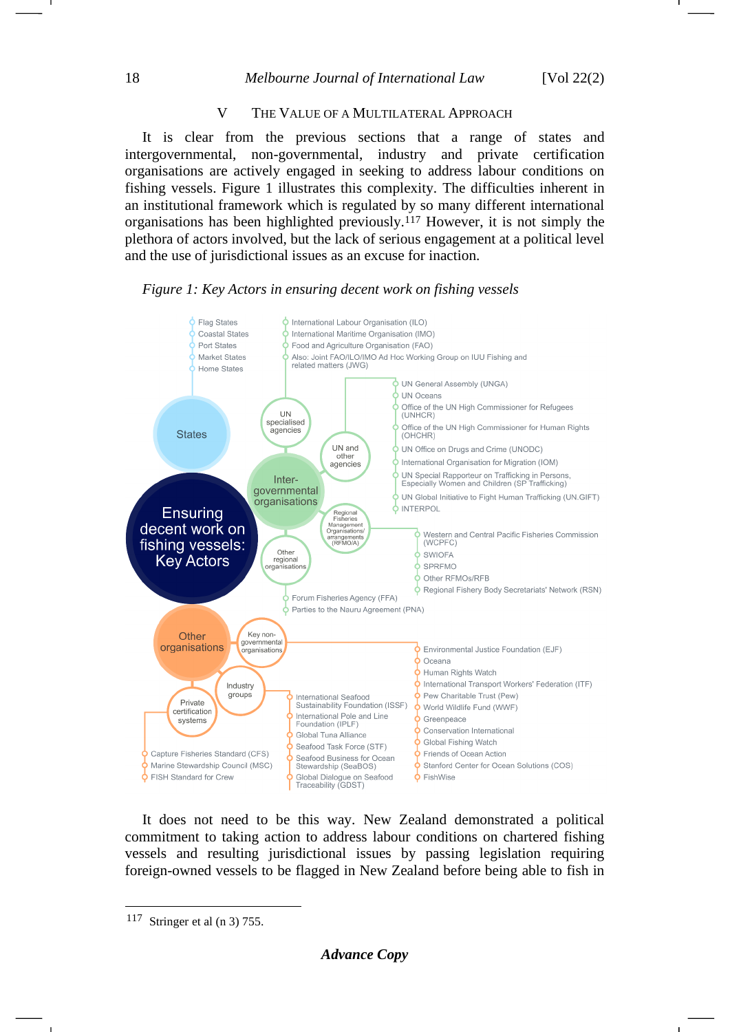## V THE VALUE OF A MULTILATERAL APPROACH

It is clear from the previous sections that a range of states and intergovernmental, non-governmental, industry and private certification organisations are actively engaged in seeking to address labour conditions on fishing vessels. Figure 1 illustrates this complexity. The difficulties inherent in an institutional framework which is regulated by so many different international organisations has been highlighted previously.[117] However, it is not simply the plethora of actors involved, but the lack of serious engagement at a political level and the use of jurisdictional issues as an excuse for inaction.

*Figure 1: Key Actors in ensuring decent work on fishing vessels*

**Ensuring decent work on fishing vessels: Key Actors**

- **States**
  - Flag States
  - Coastal States
  - Port States
  - Market States
  - Home States
- **Inter-governmental organisations**
  - UN specialised agencies
    - International Labour Organisation (ILO)
    - International Maritime Organisation (IMO)
    - Food and Agriculture Organisation (FAO)
    - Also: Joint FAO/ILO/IMO Ad Hoc Working Group on IUU Fishing and related matters (JWG)
  - UN and other agencies
    - UN General Assembly (UNGA)
    - UN Oceans
    - Office of the UN High Commissioner for Refugees (UNHCR)
    - Office of the UN High Commissioner for Human Rights (OHCHR)
    - UN Office on Drugs and Crime (UNODC)
    - International Organisation for Migration (IOM)
    - UN Special Rapporteur on Trafficking in Persons, Especially Women and Children (SP Trafficking)
    - UN Global Initiative to Fight Human Trafficking (UN.GIFT)
    - INTERPOL
  - Regional Fisheries Management Organisations/ arrangements (RFMO/A)
    - Western and Central Pacific Fisheries Commission (WCPFC)
    - SWIOFA
    - SPRFMO
    - Other RFMOs/RFB
    - Regional Fishery Body Secretariats' Network (RSN)
  - Other regional organisations
    - Forum Fisheries Agency (FFA)
    - Parties to the Nauru Agreement (PNA)
- **Other organisations**
  - Key non-governmental organisations
    - Environmental Justice Foundation (EJF)
    - Oceana
    - Human Rights Watch
    - International Transport Workers' Federation (ITF)
    - Pew Charitable Trust (Pew)
    - World Wildlife Fund (WWF)
    - Greenpeace
    - Conservation International
    - Global Fishing Watch
    - Friends of Ocean Action
    - Stanford Center for Ocean Solutions (COS)
    - FishWise
  - Industry groups
    - International Seafood Sustainability Foundation (ISSF)
    - International Pole and Line Foundation (IPLF)
    - Global Tuna Alliance
    - Seafood Task Force (STF)
    - Seafood Business for Ocean Stewardship (SeaBOS)
    - Global Dialogue on Seafood Traceability (GDST)
  - Private certification systems
    - Capture Fisheries Standard (CFS)
    - Marine Stewardship Council (MSC)
    - FISH Standard for Crew

It does not need to be this way. New Zealand demonstrated a political commitment to taking action to address labour conditions on chartered fishing vessels and resulting jurisdictional issues by passing legislation requiring foreign-owned vessels to be flagged in New Zealand before being able to fish in

---

[117] Stringer et al (n 3) 755.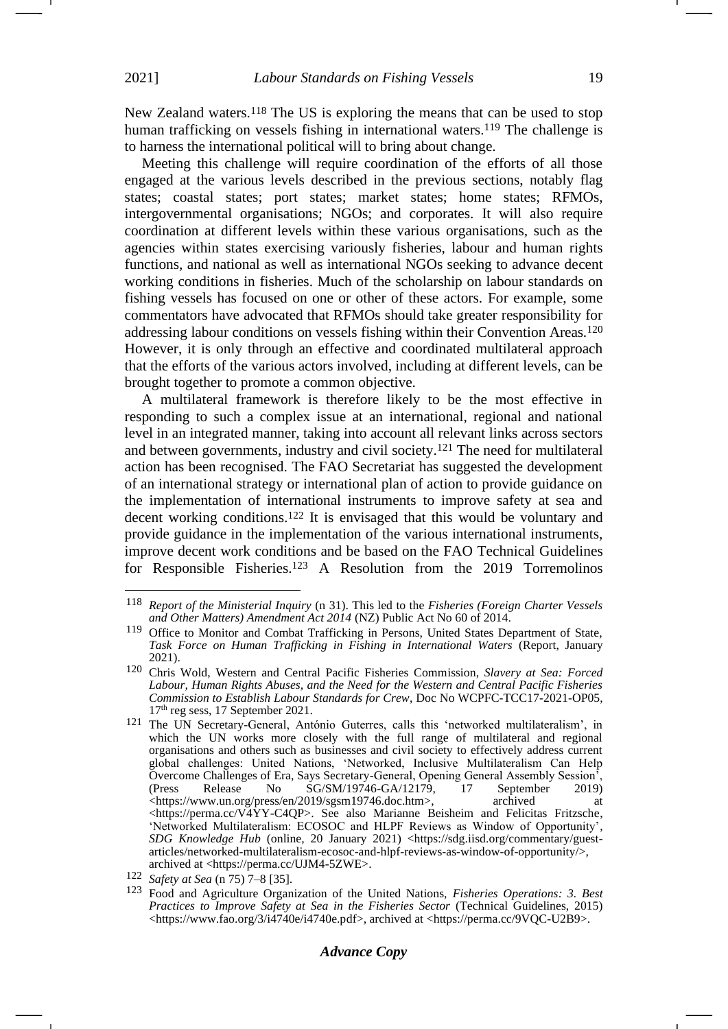New Zealand waters.[118] The US is exploring the means that can be used to stop human trafficking on vessels fishing in international waters.[119] The challenge is to harness the international political will to bring about change.

Meeting this challenge will require coordination of the efforts of all those engaged at the various levels described in the previous sections, notably flag states; coastal states; port states; market states; home states; RFMOs, intergovernmental organisations; NGOs; and corporates. It will also require coordination at different levels within these various organisations, such as the agencies within states exercising variously fisheries, labour and human rights functions, and national as well as international NGOs seeking to advance decent working conditions in fisheries. Much of the scholarship on labour standards on fishing vessels has focused on one or other of these actors. For example, some commentators have advocated that RFMOs should take greater responsibility for addressing labour conditions on vessels fishing within their Convention Areas.[120] However, it is only through an effective and coordinated multilateral approach that the efforts of the various actors involved, including at different levels, can be brought together to promote a common objective.

A multilateral framework is therefore likely to be the most effective in responding to such a complex issue at an international, regional and national level in an integrated manner, taking into account all relevant links across sectors and between governments, industry and civil society.[121] The need for multilateral action has been recognised. The FAO Secretariat has suggested the development of an international strategy or international plan of action to provide guidance on the implementation of international instruments to improve safety at sea and decent working conditions.[122] It is envisaged that this would be voluntary and provide guidance in the implementation of the various international instruments, improve decent work conditions and be based on the FAO Technical Guidelines for Responsible Fisheries.[123] A Resolution from the 2019 Torremolinos

---

[118] *Report of the Ministerial Inquiry* (n 31). This led to the *Fisheries (Foreign Charter Vessels and Other Matters) Amendment Act 2014* (NZ) Public Act No 60 of 2014.

[119] Office to Monitor and Combat Trafficking in Persons, United States Department of State, *Task Force on Human Trafficking in Fishing in International Waters* (Report, January 2021).

[120] Chris Wold, Western and Central Pacific Fisheries Commission, *Slavery at Sea: Forced Labour, Human Rights Abuses, and the Need for the Western and Central Pacific Fisheries Commission to Establish Labour Standards for Crew*, Doc No WCPFC-TCC17-2021-OP05, 17th reg sess, 17 September 2021.

[121] The UN Secretary-General, António Guterres, calls this 'networked multilateralism', in which the UN works more closely with the full range of multilateral and regional organisations and others such as businesses and civil society to effectively address current global challenges: United Nations, 'Networked, Inclusive Multilateralism Can Help Overcome Challenges of Era, Says Secretary-General, Opening General Assembly Session', (Press Release No SG/SM/19746-GA/12179, 17 September 2019) <https://www.un.org/press/en/2019/sgsm19746.doc.htm>, archived at <https://perma.cc/V4YY-C4QP>. See also Marianne Beisheim and Felicitas Fritzsche, 'Networked Multilateralism: ECOSOC and HLPF Reviews as Window of Opportunity', *SDG Knowledge Hub* (online, 20 January 2021) <https://sdg.iisd.org/commentary/guest-articles/networked-multilateralism-ecosoc-and-hlpf-reviews-as-window-of-opportunity/>, archived at <https://perma.cc/UJM4-5ZWE>.

[122] *Safety at Sea* (n 75) 7–8 [35].

[123] Food and Agriculture Organization of the United Nations, *Fisheries Operations: 3. Best Practices to Improve Safety at Sea in the Fisheries Sector* (Technical Guidelines, 2015) <https://www.fao.org/3/i4740e/i4740e.pdf>, archived at <https://perma.cc/9VQC-U2B9>.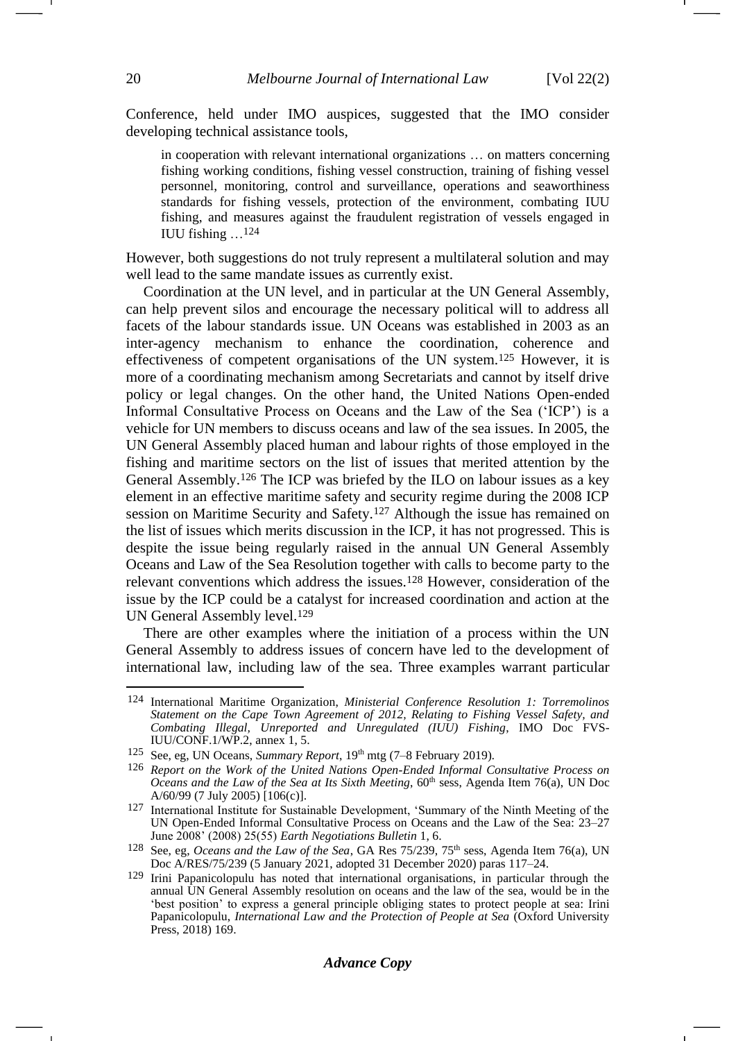Conference, held under IMO auspices, suggested that the IMO consider developing technical assistance tools,

> in cooperation with relevant international organizations … on matters concerning fishing working conditions, fishing vessel construction, training of fishing vessel personnel, monitoring, control and surveillance, operations and seaworthiness standards for fishing vessels, protection of the environment, combating IUU fishing, and measures against the fraudulent registration of vessels engaged in IUU fishing …[124]

However, both suggestions do not truly represent a multilateral solution and may well lead to the same mandate issues as currently exist.

Coordination at the UN level, and in particular at the UN General Assembly, can help prevent silos and encourage the necessary political will to address all facets of the labour standards issue. UN Oceans was established in 2003 as an inter-agency mechanism to enhance the coordination, coherence and effectiveness of competent organisations of the UN system.[125] However, it is more of a coordinating mechanism among Secretariats and cannot by itself drive policy or legal changes. On the other hand, the United Nations Open-ended Informal Consultative Process on Oceans and the Law of the Sea ('ICP') is a vehicle for UN members to discuss oceans and law of the sea issues. In 2005, the UN General Assembly placed human and labour rights of those employed in the fishing and maritime sectors on the list of issues that merited attention by the General Assembly.[126] The ICP was briefed by the ILO on labour issues as a key element in an effective maritime safety and security regime during the 2008 ICP session on Maritime Security and Safety.[127] Although the issue has remained on the list of issues which merits discussion in the ICP, it has not progressed. This is despite the issue being regularly raised in the annual UN General Assembly Oceans and Law of the Sea Resolution together with calls to become party to the relevant conventions which address the issues.[128] However, consideration of the issue by the ICP could be a catalyst for increased coordination and action at the UN General Assembly level.[129]

There are other examples where the initiation of a process within the UN General Assembly to address issues of concern have led to the development of international law, including law of the sea. Three examples warrant particular

---

124 International Maritime Organization, *Ministerial Conference Resolution 1: Torremolinos Statement on the Cape Town Agreement of 2012, Relating to Fishing Vessel Safety, and Combating Illegal, Unreported and Unregulated (IUU) Fishing*, IMO Doc FVS-IUU/CONF.1/WP.2, annex 1, 5.

125 See, eg, UN Oceans, *Summary Report*, 19th mtg (7–8 February 2019).

126 *Report on the Work of the United Nations Open-Ended Informal Consultative Process on Oceans and the Law of the Sea at Its Sixth Meeting*, 60th sess, Agenda Item 76(a), UN Doc A/60/99 (7 July 2005) [106(c)].

127 International Institute for Sustainable Development, 'Summary of the Ninth Meeting of the UN Open-Ended Informal Consultative Process on Oceans and the Law of the Sea: 23–27 June 2008' (2008) 25(55) *Earth Negotiations Bulletin* 1, 6.

128 See, eg, *Oceans and the Law of the Sea*, GA Res 75/239, 75th sess, Agenda Item 76(a), UN Doc A/RES/75/239 (5 January 2021, adopted 31 December 2020) paras 117–24.

129 Irini Papanicolopulu has noted that international organisations, in particular through the annual UN General Assembly resolution on oceans and the law of the sea, would be in the 'best position' to express a general principle obliging states to protect people at sea: Irini Papanicolopulu, *International Law and the Protection of People at Sea* (Oxford University Press, 2018) 169.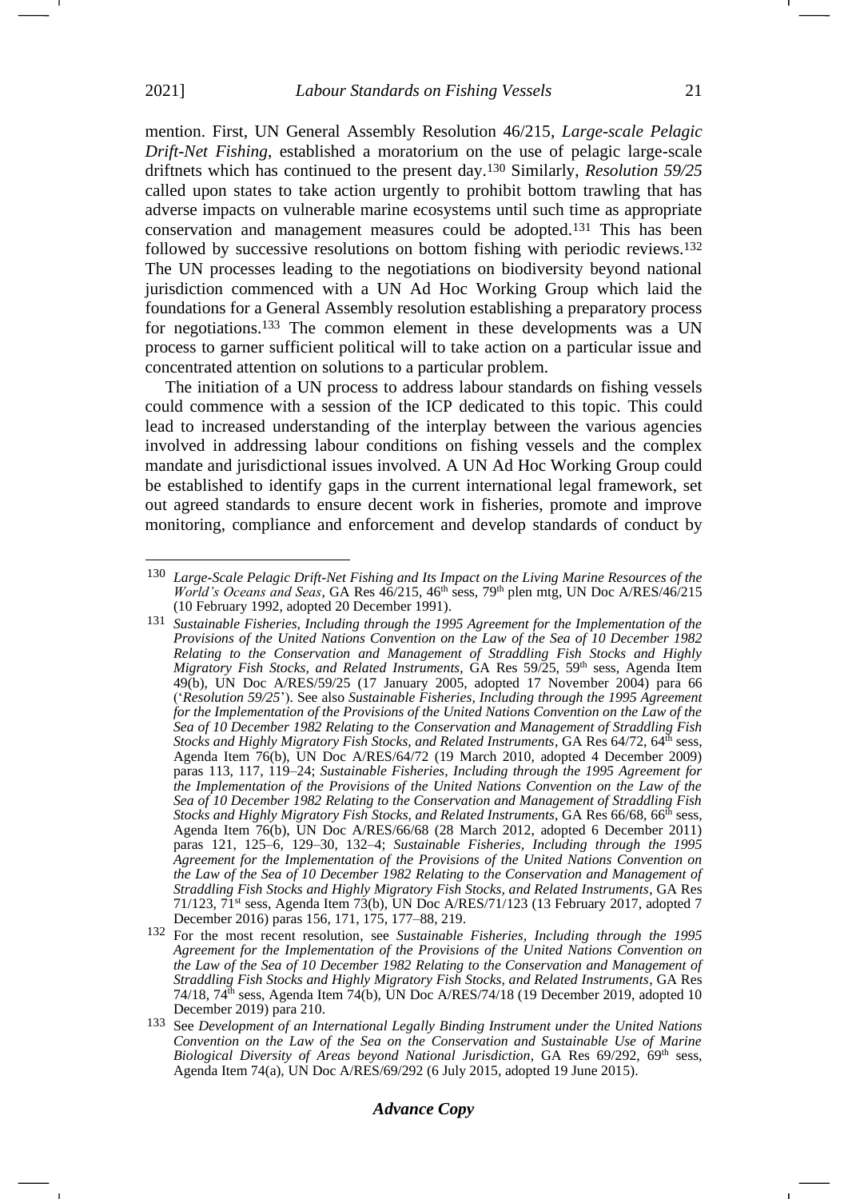mention. First, UN General Assembly Resolution 46/215, *Large-scale Pelagic Drift-Net Fishing*, established a moratorium on the use of pelagic large-scale driftnets which has continued to the present day.[130] Similarly, *Resolution 59/25* called upon states to take action urgently to prohibit bottom trawling that has adverse impacts on vulnerable marine ecosystems until such time as appropriate conservation and management measures could be adopted.[131] This has been followed by successive resolutions on bottom fishing with periodic reviews.[132] The UN processes leading to the negotiations on biodiversity beyond national jurisdiction commenced with a UN Ad Hoc Working Group which laid the foundations for a General Assembly resolution establishing a preparatory process for negotiations.[133] The common element in these developments was a UN process to garner sufficient political will to take action on a particular issue and concentrated attention on solutions to a particular problem.

The initiation of a UN process to address labour standards on fishing vessels could commence with a session of the ICP dedicated to this topic. This could lead to increased understanding of the interplay between the various agencies involved in addressing labour conditions on fishing vessels and the complex mandate and jurisdictional issues involved. A UN Ad Hoc Working Group could be established to identify gaps in the current international legal framework, set out agreed standards to ensure decent work in fisheries, promote and improve monitoring, compliance and enforcement and develop standards of conduct by

---

[130] *Large-Scale Pelagic Drift-Net Fishing and Its Impact on the Living Marine Resources of the World's Oceans and Seas*, GA Res 46/215, 46th sess, 79th plen mtg, UN Doc A/RES/46/215 (10 February 1992, adopted 20 December 1991).

[131] *Sustainable Fisheries, Including through the 1995 Agreement for the Implementation of the Provisions of the United Nations Convention on the Law of the Sea of 10 December 1982 Relating to the Conservation and Management of Straddling Fish Stocks and Highly Migratory Fish Stocks, and Related Instruments*, GA Res 59/25, 59th sess, Agenda Item 49(b), UN Doc A/RES/59/25 (17 January 2005, adopted 17 November 2004) para 66 ('*Resolution 59/25*'). See also *Sustainable Fisheries, Including through the 1995 Agreement for the Implementation of the Provisions of the United Nations Convention on the Law of the Sea of 10 December 1982 Relating to the Conservation and Management of Straddling Fish Stocks and Highly Migratory Fish Stocks, and Related Instruments*, GA Res 64/72, 64th sess, Agenda Item 76(b), UN Doc A/RES/64/72 (19 March 2010, adopted 4 December 2009) paras 113, 117, 119–24; *Sustainable Fisheries, Including through the 1995 Agreement for the Implementation of the Provisions of the United Nations Convention on the Law of the Sea of 10 December 1982 Relating to the Conservation and Management of Straddling Fish Stocks and Highly Migratory Fish Stocks, and Related Instruments*, GA Res 66/68, 66th sess, Agenda Item 76(b), UN Doc A/RES/66/68 (28 March 2012, adopted 6 December 2011) paras 121, 125–6, 129–30, 132–4; *Sustainable Fisheries, Including through the 1995 Agreement for the Implementation of the Provisions of the United Nations Convention on the Law of the Sea of 10 December 1982 Relating to the Conservation and Management of Straddling Fish Stocks and Highly Migratory Fish Stocks, and Related Instruments*, GA Res 71/123, 71st sess, Agenda Item 73(b), UN Doc A/RES/71/123 (13 February 2017, adopted 7 December 2016) paras 156, 171, 175, 177–88, 219.

[132] For the most recent resolution, see *Sustainable Fisheries, Including through the 1995 Agreement for the Implementation of the Provisions of the United Nations Convention on the Law of the Sea of 10 December 1982 Relating to the Conservation and Management of Straddling Fish Stocks and Highly Migratory Fish Stocks, and Related Instruments*, GA Res 74/18, 74th sess, Agenda Item 74(b), UN Doc A/RES/74/18 (19 December 2019, adopted 10 December 2019) para 210.

[133] See *Development of an International Legally Binding Instrument under the United Nations Convention on the Law of the Sea on the Conservation and Sustainable Use of Marine Biological Diversity of Areas beyond National Jurisdiction*, GA Res 69/292, 69th sess, Agenda Item 74(a), UN Doc A/RES/69/292 (6 July 2015, adopted 19 June 2015).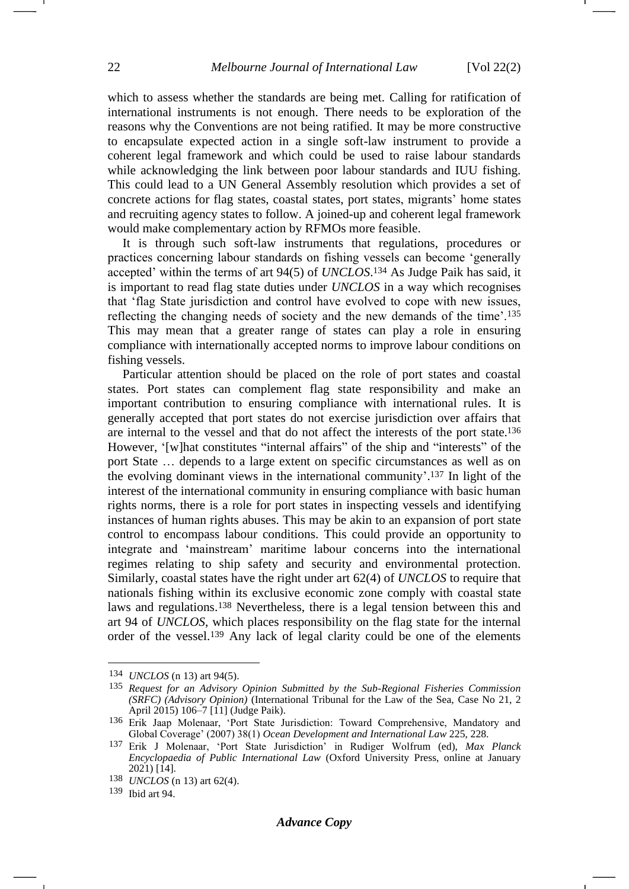which to assess whether the standards are being met. Calling for ratification of international instruments is not enough. There needs to be exploration of the reasons why the Conventions are not being ratified. It may be more constructive to encapsulate expected action in a single soft-law instrument to provide a coherent legal framework and which could be used to raise labour standards while acknowledging the link between poor labour standards and IUU fishing. This could lead to a UN General Assembly resolution which provides a set of concrete actions for flag states, coastal states, port states, migrants' home states and recruiting agency states to follow. A joined-up and coherent legal framework would make complementary action by RFMOs more feasible.

It is through such soft-law instruments that regulations, procedures or practices concerning labour standards on fishing vessels can become 'generally accepted' within the terms of art 94(5) of *UNCLOS*.[134] As Judge Paik has said, it is important to read flag state duties under *UNCLOS* in a way which recognises that 'flag State jurisdiction and control have evolved to cope with new issues, reflecting the changing needs of society and the new demands of the time'.[135] This may mean that a greater range of states can play a role in ensuring compliance with internationally accepted norms to improve labour conditions on fishing vessels.

Particular attention should be placed on the role of port states and coastal states. Port states can complement flag state responsibility and make an important contribution to ensuring compliance with international rules. It is generally accepted that port states do not exercise jurisdiction over affairs that are internal to the vessel and that do not affect the interests of the port state.[136] However, '[w]hat constitutes "internal affairs" of the ship and "interests" of the port State … depends to a large extent on specific circumstances as well as on the evolving dominant views in the international community'.[137] In light of the interest of the international community in ensuring compliance with basic human rights norms, there is a role for port states in inspecting vessels and identifying instances of human rights abuses. This may be akin to an expansion of port state control to encompass labour conditions. This could provide an opportunity to integrate and 'mainstream' maritime labour concerns into the international regimes relating to ship safety and security and environmental protection. Similarly, coastal states have the right under art 62(4) of *UNCLOS* to require that nationals fishing within its exclusive economic zone comply with coastal state laws and regulations.[138] Nevertheless, there is a legal tension between this and art 94 of *UNCLOS*, which places responsibility on the flag state for the internal order of the vessel.[139] Any lack of legal clarity could be one of the elements

---

[134] *UNCLOS* (n 13) art 94(5).

[135] *Request for an Advisory Opinion Submitted by the Sub-Regional Fisheries Commission (SRFC) (Advisory Opinion)* (International Tribunal for the Law of the Sea, Case No 21, 2 April 2015) 106–7 [11] (Judge Paik).

[136] Erik Jaap Molenaar, 'Port State Jurisdiction: Toward Comprehensive, Mandatory and Global Coverage' (2007) 38(1) *Ocean Development and International Law* 225, 228.

[137] Erik J Molenaar, 'Port State Jurisdiction' in Rudiger Wolfrum (ed), *Max Planck Encyclopaedia of Public International Law* (Oxford University Press, online at January 2021) [14].

[138] *UNCLOS* (n 13) art 62(4).

[139] Ibid art 94.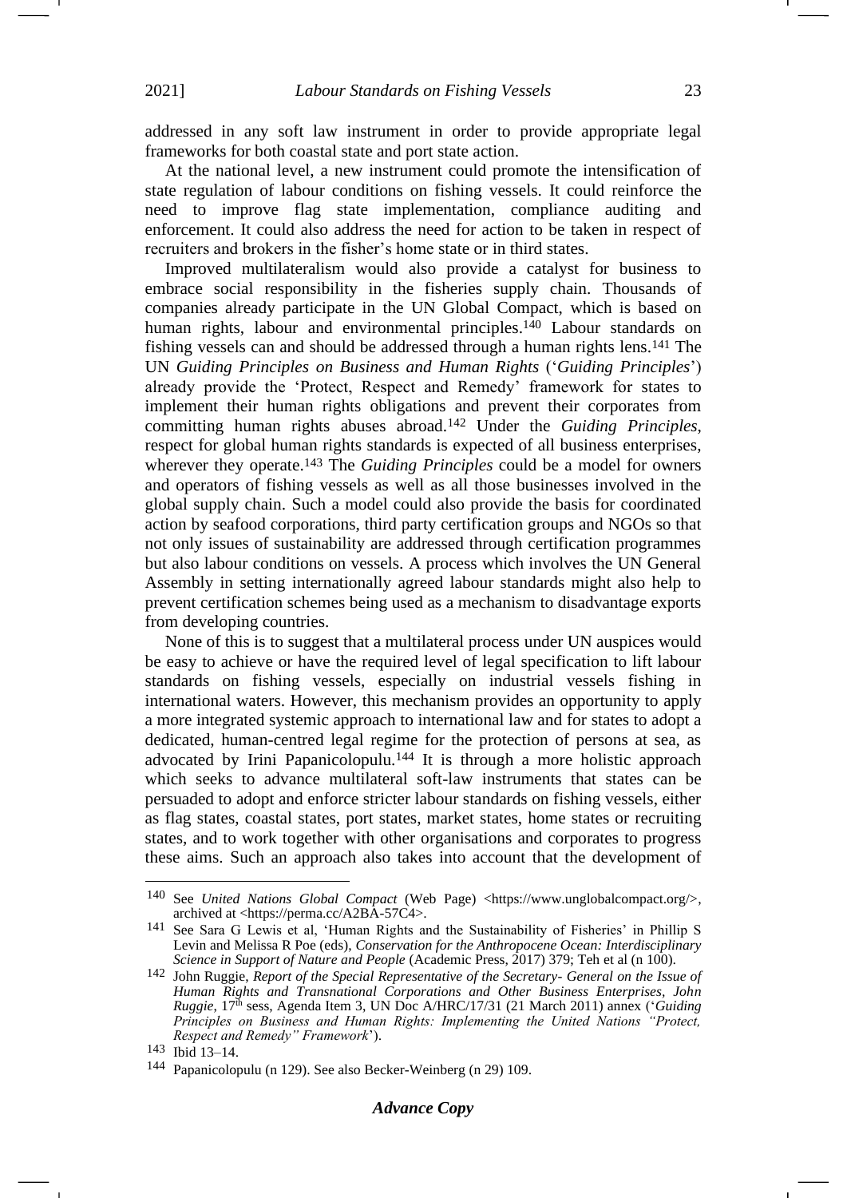addressed in any soft law instrument in order to provide appropriate legal frameworks for both coastal state and port state action.

At the national level, a new instrument could promote the intensification of state regulation of labour conditions on fishing vessels. It could reinforce the need to improve flag state implementation, compliance auditing and enforcement. It could also address the need for action to be taken in respect of recruiters and brokers in the fisher's home state or in third states.

Improved multilateralism would also provide a catalyst for business to embrace social responsibility in the fisheries supply chain. Thousands of companies already participate in the UN Global Compact, which is based on human rights, labour and environmental principles.[140] Labour standards on fishing vessels can and should be addressed through a human rights lens.[141] The UN *Guiding Principles on Business and Human Rights* ('*Guiding Principles*') already provide the 'Protect, Respect and Remedy' framework for states to implement their human rights obligations and prevent their corporates from committing human rights abuses abroad.[142] Under the *Guiding Principles*, respect for global human rights standards is expected of all business enterprises, wherever they operate.[143] The *Guiding Principles* could be a model for owners and operators of fishing vessels as well as all those businesses involved in the global supply chain. Such a model could also provide the basis for coordinated action by seafood corporations, third party certification groups and NGOs so that not only issues of sustainability are addressed through certification programmes but also labour conditions on vessels. A process which involves the UN General Assembly in setting internationally agreed labour standards might also help to prevent certification schemes being used as a mechanism to disadvantage exports from developing countries.

None of this is to suggest that a multilateral process under UN auspices would be easy to achieve or have the required level of legal specification to lift labour standards on fishing vessels, especially on industrial vessels fishing in international waters. However, this mechanism provides an opportunity to apply a more integrated systemic approach to international law and for states to adopt a dedicated, human-centred legal regime for the protection of persons at sea, as advocated by Irini Papanicolopulu.[144] It is through a more holistic approach which seeks to advance multilateral soft-law instruments that states can be persuaded to adopt and enforce stricter labour standards on fishing vessels, either as flag states, coastal states, port states, market states, home states or recruiting states, and to work together with other organisations and corporates to progress these aims. Such an approach also takes into account that the development of

---

[140] See *United Nations Global Compact* (Web Page) <https://www.unglobalcompact.org/>, archived at <https://perma.cc/A2BA-57C4>.

[141] See Sara G Lewis et al, 'Human Rights and the Sustainability of Fisheries' in Phillip S Levin and Melissa R Poe (eds), *Conservation for the Anthropocene Ocean: Interdisciplinary Science in Support of Nature and People* (Academic Press, 2017) 379; Teh et al (n 100).

[142] John Ruggie, *Report of the Special Representative of the Secretary- General on the Issue of Human Rights and Transnational Corporations and Other Business Enterprises, John Ruggie*, 17th sess, Agenda Item 3, UN Doc A/HRC/17/31 (21 March 2011) annex ('*Guiding Principles on Business and Human Rights: Implementing the United Nations "Protect, Respect and Remedy" Framework*').

[143] Ibid 13–14.

[144] Papanicolopulu (n 129). See also Becker-Weinberg (n 29) 109.

*Advance Copy*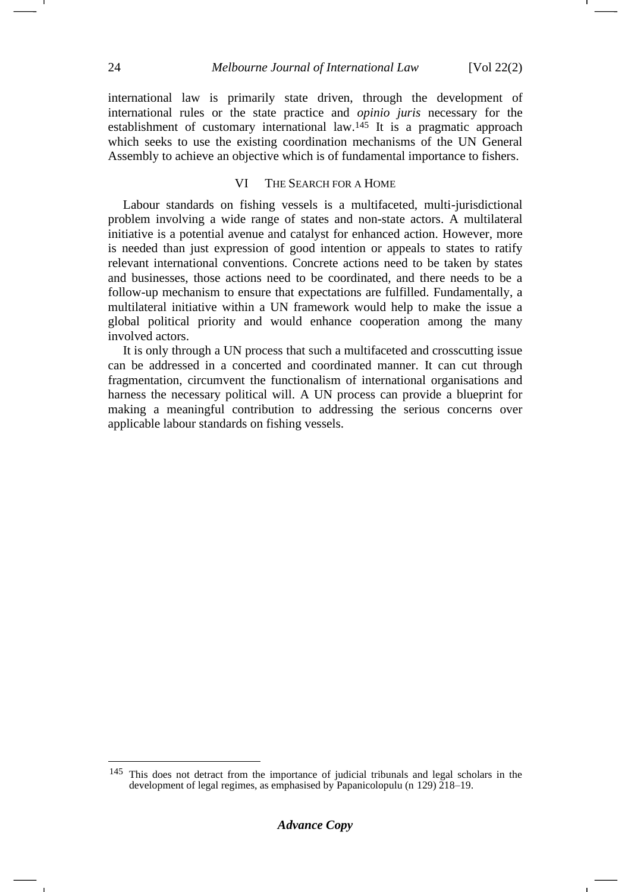international law is primarily state driven, through the development of international rules or the state practice and *opinio juris* necessary for the establishment of customary international law.[145] It is a pragmatic approach which seeks to use the existing coordination mechanisms of the UN General Assembly to achieve an objective which is of fundamental importance to fishers.

## VI THE SEARCH FOR A HOME

Labour standards on fishing vessels is a multifaceted, multi-jurisdictional problem involving a wide range of states and non-state actors. A multilateral initiative is a potential avenue and catalyst for enhanced action. However, more is needed than just expression of good intention or appeals to states to ratify relevant international conventions. Concrete actions need to be taken by states and businesses, those actions need to be coordinated, and there needs to be a follow-up mechanism to ensure that expectations are fulfilled. Fundamentally, a multilateral initiative within a UN framework would help to make the issue a global political priority and would enhance cooperation among the many involved actors.

It is only through a UN process that such a multifaceted and crosscutting issue can be addressed in a concerted and coordinated manner. It can cut through fragmentation, circumvent the functionalism of international organisations and harness the necessary political will. A UN process can provide a blueprint for making a meaningful contribution to addressing the serious concerns over applicable labour standards on fishing vessels.

---

[145] This does not detract from the importance of judicial tribunals and legal scholars in the development of legal regimes, as emphasised by Papanicolopulu (n 129) 218–19.